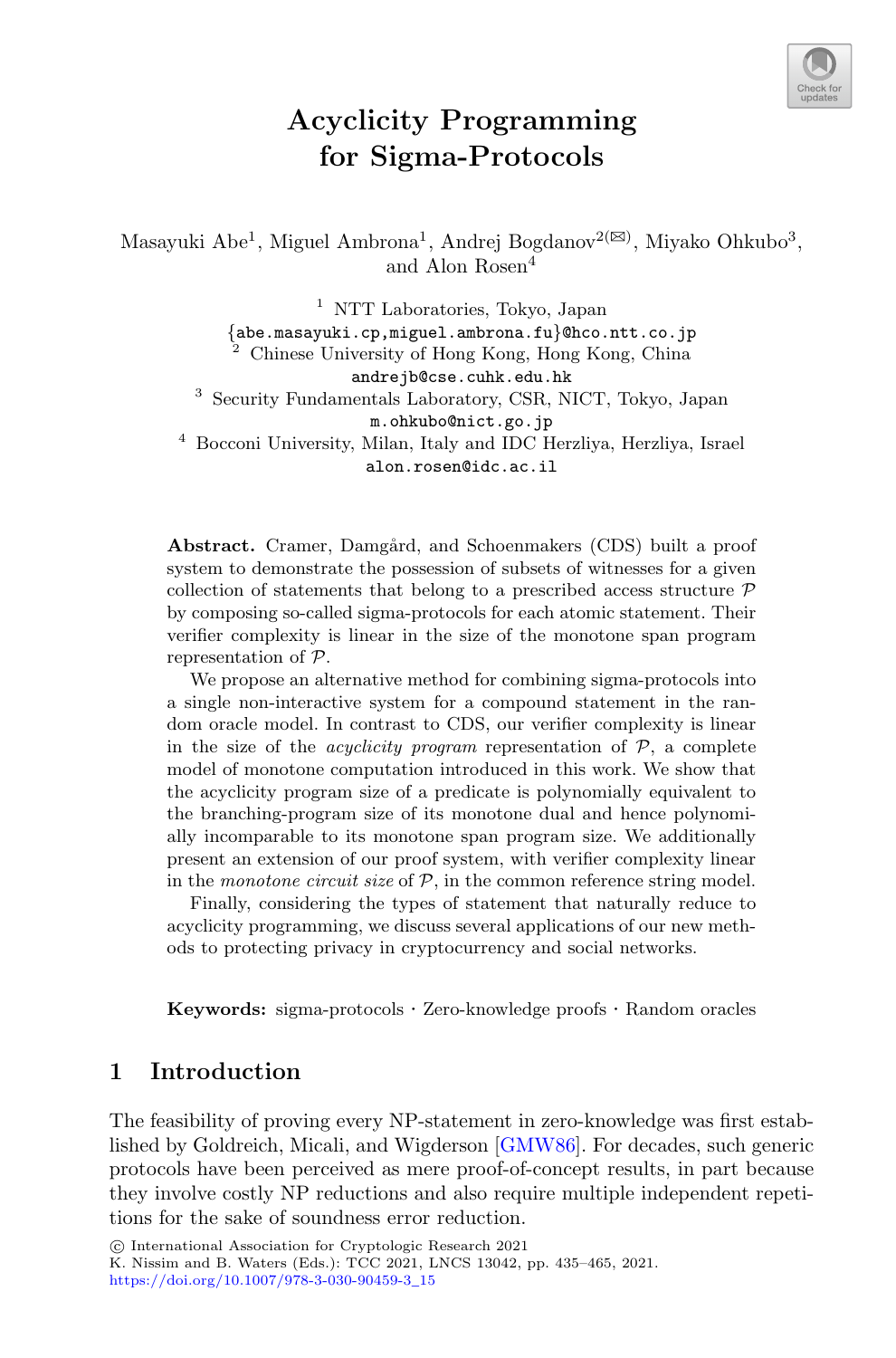# Acyclicity Programming for Sigma-Protocols

Masayuki Abe[1], Miguel Ambrona[1], Andrej Bogdanov[2](✉), Miyako Ohkubo[3], and Alon Rosen[4]

[1] NTT Laboratories, Tokyo, Japan
{abe.masayuki.cp,miguel.ambrona.fu}@hco.ntt.co.jp

[2] Chinese University of Hong Kong, Hong Kong, China
andrejb@cse.cuhk.edu.hk

[3] Security Fundamentals Laboratory, CSR, NICT, Tokyo, Japan
m.ohkubo@nict.go.jp

[4] Bocconi University, Milan, Italy and IDC Herzliya, Herzliya, Israel
alon.rosen@idc.ac.il

**Abstract.** Cramer, Damgård, and Schoenmakers (CDS) built a proof system to demonstrate the possession of subsets of witnesses for a given collection of statements that belong to a prescribed access structure $\mathcal{P}$ by composing so-called sigma-protocols for each atomic statement. Their verifier complexity is linear in the size of the monotone span program representation of $\mathcal{P}$.

We propose an alternative method for combining sigma-protocols into a single non-interactive system for a compound statement in the random oracle model. In contrast to CDS, our verifier complexity is linear in the size of the *acyclicity program* representation of $\mathcal{P}$, a complete model of monotone computation introduced in this work. We show that the acyclicity program size of a predicate is polynomially equivalent to the branching-program size of its monotone dual and hence polynomially incomparable to its monotone span program size. We additionally present an extension of our proof system, with verifier complexity linear in the *monotone circuit size* of $\mathcal{P}$, in the common reference string model.

Finally, considering the types of statement that naturally reduce to acyclicity programming, we discuss several applications of our new methods to protecting privacy in cryptocurrency and social networks.

**Keywords:** sigma-protocols · Zero-knowledge proofs · Random oracles

## 1 Introduction

The feasibility of proving every NP-statement in zero-knowledge was first established by Goldreich, Micali, and Wigderson [GMW86]. For decades, such generic protocols have been perceived as mere proof-of-concept results, in part because they involve costly NP reductions and also require multiple independent repetitions for the sake of soundness error reduction.

© International Association for Cryptologic Research 2021
K. Nissim and B. Waters (Eds.): TCC 2021, LNCS 13042, pp. 435–465, 2021.
https://doi.org/10.1007/978-3-030-90459-3_15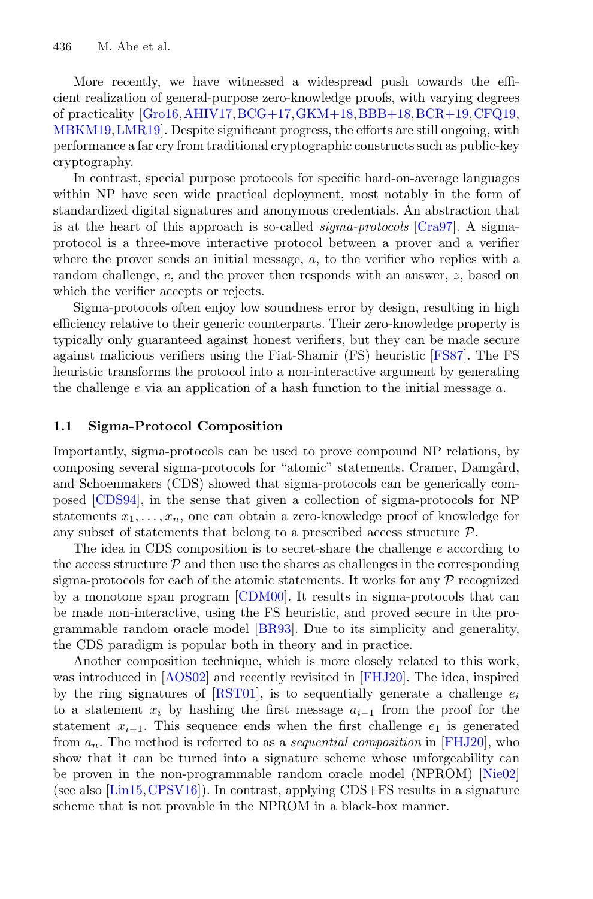More recently, we have witnessed a widespread push towards the efficient realization of general-purpose zero-knowledge proofs, with varying degrees of practicality [Gro16, AHIV17, BCG+17, GKM+18, BBB+18, BCR+19, CFQ19, MBKM19, LMR19]. Despite significant progress, the efforts are still ongoing, with performance a far cry from traditional cryptographic constructs such as public-key cryptography.

In contrast, special purpose protocols for specific hard-on-average languages within NP have seen wide practical deployment, most notably in the form of standardized digital signatures and anonymous credentials. An abstraction that is at the heart of this approach is so-called *sigma-protocols* [Cra97]. A sigma-protocol is a three-move interactive protocol between a prover and a verifier where the prover sends an initial message, $a$, to the verifier who replies with a random challenge, $e$, and the prover then responds with an answer, $z$, based on which the verifier accepts or rejects.

Sigma-protocols often enjoy low soundness error by design, resulting in high efficiency relative to their generic counterparts. Their zero-knowledge property is typically only guaranteed against honest verifiers, but they can be made secure against malicious verifiers using the Fiat-Shamir (FS) heuristic [FS87]. The FS heuristic transforms the protocol into a non-interactive argument by generating the challenge $e$ via an application of a hash function to the initial message $a$.

### 1.1 Sigma-Protocol Composition

Importantly, sigma-protocols can be used to prove compound NP relations, by composing several sigma-protocols for "atomic" statements. Cramer, Damgård, and Schoenmakers (CDS) showed that sigma-protocols can be generically composed [CDS94], in the sense that given a collection of sigma-protocols for NP statements $x_1, \ldots, x_n$, one can obtain a zero-knowledge proof of knowledge for any subset of statements that belong to a prescribed access structure $\mathcal{P}$.

The idea in CDS composition is to secret-share the challenge $e$ according to the access structure $\mathcal{P}$ and then use the shares as challenges in the corresponding sigma-protocols for each of the atomic statements. It works for any $\mathcal{P}$ recognized by a monotone span program [CDM00]. It results in sigma-protocols that can be made non-interactive, using the FS heuristic, and proved secure in the programmable random oracle model [BR93]. Due to its simplicity and generality, the CDS paradigm is popular both in theory and in practice.

Another composition technique, which is more closely related to this work, was introduced in [AOS02] and recently revisited in [FHJ20]. The idea, inspired by the ring signatures of [RST01], is to sequentially generate a challenge $e_i$ to a statement $x_i$ by hashing the first message $a_{i-1}$ from the proof for the statement $x_{i-1}$. This sequence ends when the first challenge $e_1$ is generated from $a_n$. The method is referred to as a *sequential composition* in [FHJ20], who show that it can be turned into a signature scheme whose unforgeability can be proven in the non-programmable random oracle model (NPROM) [Nie02] (see also [Lin15, CPSV16]). In contrast, applying CDS+FS results in a signature scheme that is not provable in the NPROM in a black-box manner.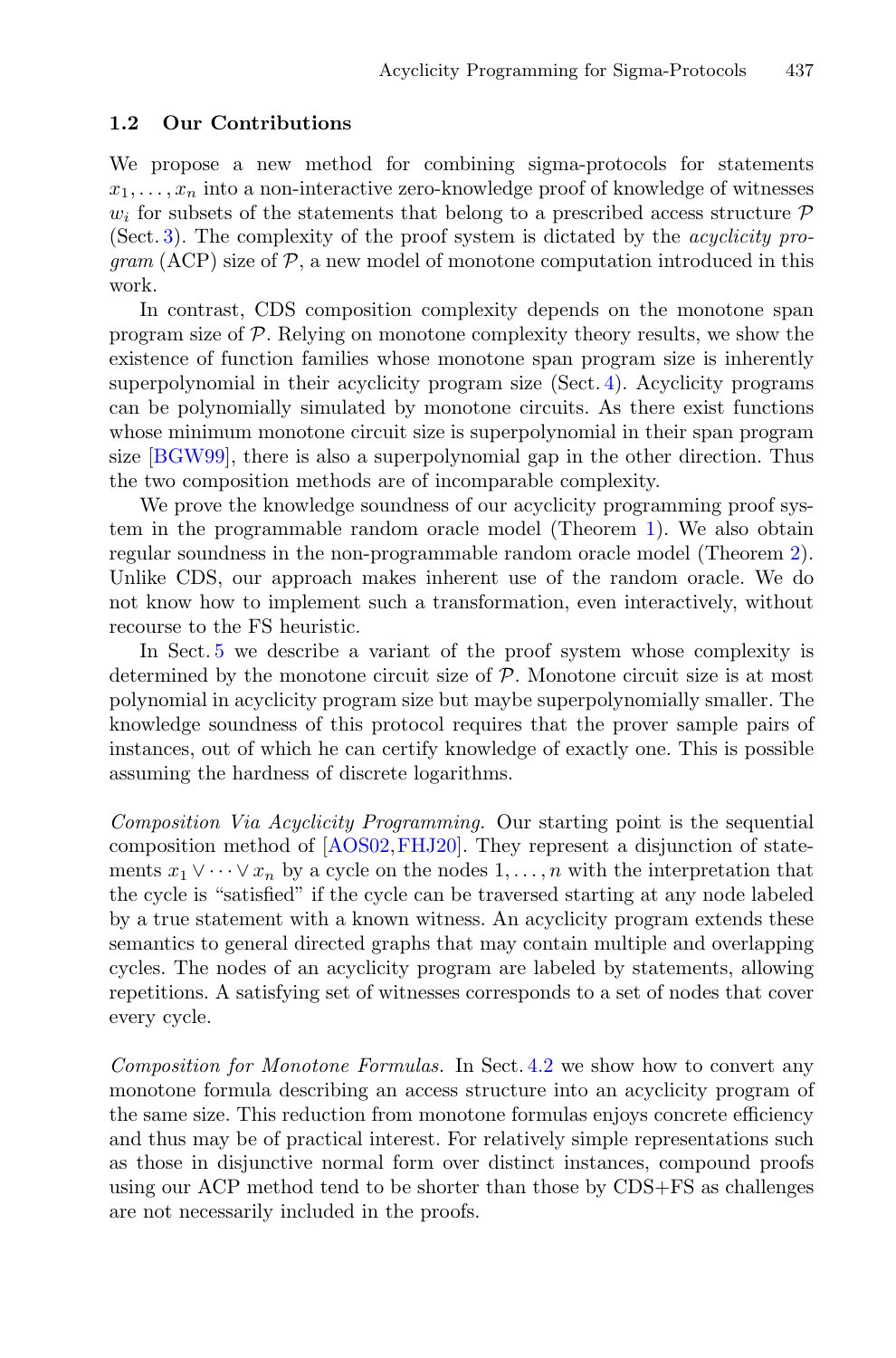### 1.2 Our Contributions

We propose a new method for combining sigma-protocols for statements $x_1, \ldots, x_n$ into a non-interactive zero-knowledge proof of knowledge of witnesses $w_i$ for subsets of the statements that belong to a prescribed access structure $\mathcal{P}$ (Sect. 3). The complexity of the proof system is dictated by the *acyclicity program* (ACP) size of $\mathcal{P}$, a new model of monotone computation introduced in this work.

In contrast, CDS composition complexity depends on the monotone span program size of $\mathcal{P}$. Relying on monotone complexity theory results, we show the existence of function families whose monotone span program size is inherently superpolynomial in their acyclicity program size (Sect. 4). Acyclicity programs can be polynomially simulated by monotone circuits. As there exist functions whose minimum monotone circuit size is superpolynomial in their span program size [BGW99], there is also a superpolynomial gap in the other direction. Thus the two composition methods are of incomparable complexity.

We prove the knowledge soundness of our acyclicity programming proof system in the programmable random oracle model (Theorem 1). We also obtain regular soundness in the non-programmable random oracle model (Theorem 2). Unlike CDS, our approach makes inherent use of the random oracle. We do not know how to implement such a transformation, even interactively, without recourse to the FS heuristic.

In Sect. 5 we describe a variant of the proof system whose complexity is determined by the monotone circuit size of $\mathcal{P}$. Monotone circuit size is at most polynomial in acyclicity program size but maybe superpolynomially smaller. The knowledge soundness of this protocol requires that the prover sample pairs of instances, out of which he can certify knowledge of exactly one. This is possible assuming the hardness of discrete logarithms.

*Composition Via Acyclicity Programming.* Our starting point is the sequential composition method of [AOS02,FHJ20]. They represent a disjunction of statements $x_1 \vee \cdots \vee x_n$ by a cycle on the nodes $1, \ldots, n$ with the interpretation that the cycle is "satisfied" if the cycle can be traversed starting at any node labeled by a true statement with a known witness. An acyclicity program extends these semantics to general directed graphs that may contain multiple and overlapping cycles. The nodes of an acyclicity program are labeled by statements, allowing repetitions. A satisfying set of witnesses corresponds to a set of nodes that cover every cycle.

*Composition for Monotone Formulas.* In Sect. 4.2 we show how to convert any monotone formula describing an access structure into an acyclicity program of the same size. This reduction from monotone formulas enjoys concrete efficiency and thus may be of practical interest. For relatively simple representations such as those in disjunctive normal form over distinct instances, compound proofs using our ACP method tend to be shorter than those by CDS+FS as challenges are not necessarily included in the proofs.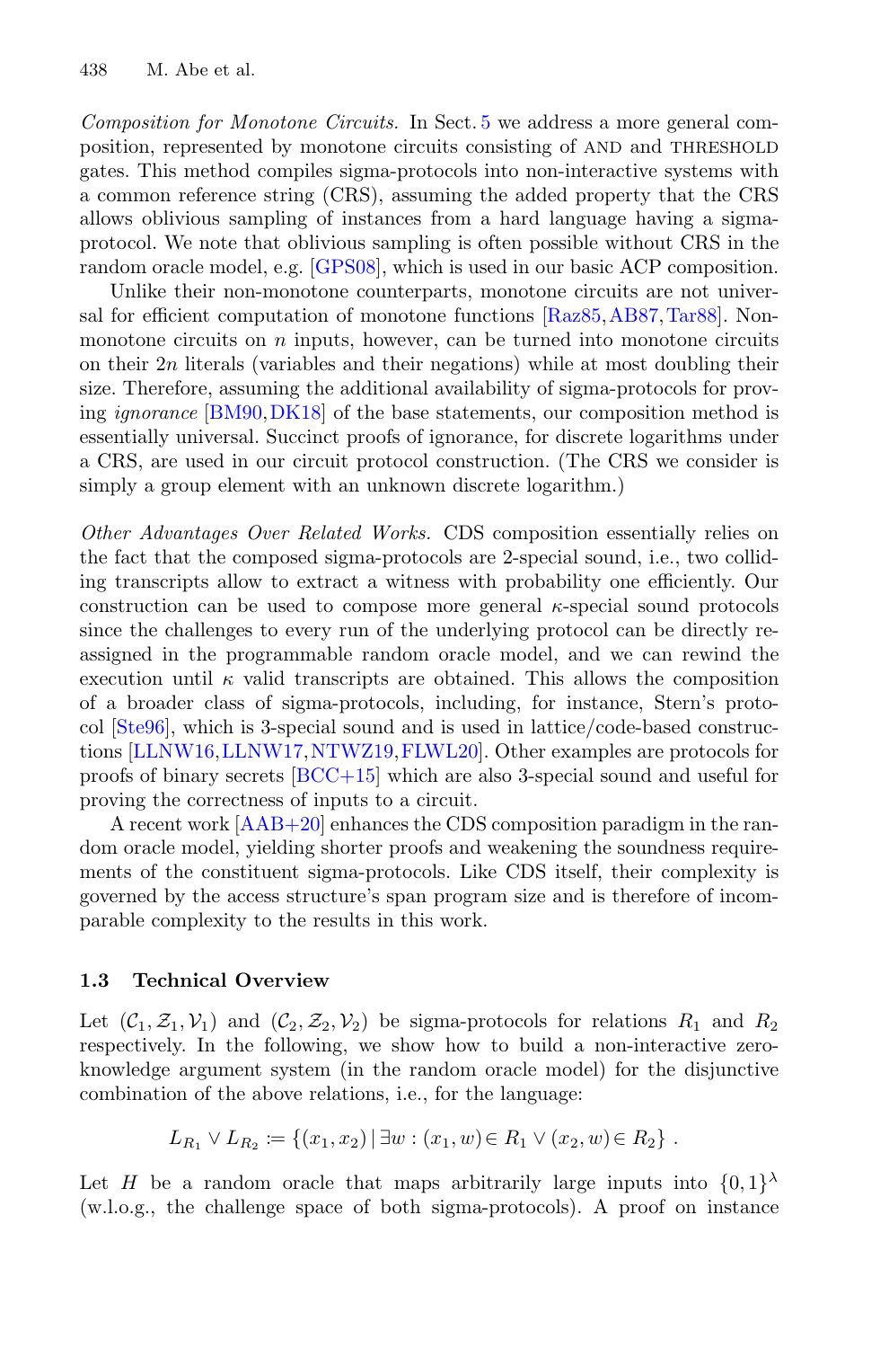*Composition for Monotone Circuits.* In Sect. 5 we address a more general composition, represented by monotone circuits consisting of AND and THRESHOLD gates. This method compiles sigma-protocols into non-interactive systems with a common reference string (CRS), assuming the added property that the CRS allows oblivious sampling of instances from a hard language having a sigma-protocol. We note that oblivious sampling is often possible without CRS in the random oracle model, e.g. [GPS08], which is used in our basic ACP composition.

Unlike their non-monotone counterparts, monotone circuits are not universal for efficient computation of monotone functions [Raz85,AB87,Tar88]. Non-monotone circuits on $n$ inputs, however, can be turned into monotone circuits on their $2n$ literals (variables and their negations) while at most doubling their size. Therefore, assuming the additional availability of sigma-protocols for proving *ignorance* [BM90,DK18] of the base statements, our composition method is essentially universal. Succinct proofs of ignorance, for discrete logarithms under a CRS, are used in our circuit protocol construction. (The CRS we consider is simply a group element with an unknown discrete logarithm.)

*Other Advantages Over Related Works.* CDS composition essentially relies on the fact that the composed sigma-protocols are 2-special sound, i.e., two colliding transcripts allow to extract a witness with probability one efficiently. Our construction can be used to compose more general $\kappa$-special sound protocols since the challenges to every run of the underlying protocol can be directly re-assigned in the programmable random oracle model, and we can rewind the execution until $\kappa$ valid transcripts are obtained. This allows the composition of a broader class of sigma-protocols, including, for instance, Stern's protocol [Ste96], which is 3-special sound and is used in lattice/code-based constructions [LLNW16,LLNW17,NTWZ19,FLWL20]. Other examples are protocols for proofs of binary secrets [BCC+15] which are also 3-special sound and useful for proving the correctness of inputs to a circuit.

A recent work [AAB+20] enhances the CDS composition paradigm in the random oracle model, yielding shorter proofs and weakening the soundness requirements of the constituent sigma-protocols. Like CDS itself, their complexity is governed by the access structure's span program size and is therefore of incomparable complexity to the results in this work.

### 1.3 Technical Overview

Let $(\mathcal{C}_1, \mathcal{Z}_1, \mathcal{V}_1)$ and $(\mathcal{C}_2, \mathcal{Z}_2, \mathcal{V}_2)$ be sigma-protocols for relations $R_1$ and $R_2$ respectively. In the following, we show how to build a non-interactive zero-knowledge argument system (in the random oracle model) for the disjunctive combination of the above relations, i.e., for the language:

$$L_{R_1} \vee L_{R_2} := \{(x_1, x_2) \,|\, \exists w : (x_1, w) \in R_1 \vee (x_2, w) \in R_2\} \ .$$

Let $H$ be a random oracle that maps arbitrarily large inputs into $\{0,1\}^\lambda$ (w.l.o.g., the challenge space of both sigma-protocols). A proof on instance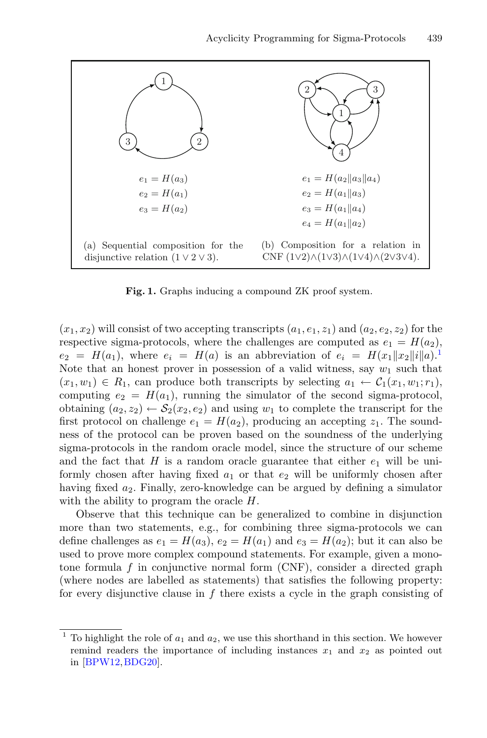$e_1 = H(a_3)$
$e_2 = H(a_1)$
$e_3 = H(a_2)$

(a) Sequential composition for the disjunctive relation $(1 \vee 2 \vee 3)$.

$e_1 = H(a_2 \| a_3 \| a_4)$
$e_2 = H(a_1 \| a_3)$
$e_3 = H(a_1 \| a_4)$
$e_4 = H(a_1 \| a_2)$

(b) Composition for a relation in CNF $(1 \vee 2) \wedge (1 \vee 3) \wedge (1 \vee 4) \wedge (2 \vee 3 \vee 4)$.

**Fig. 1.** Graphs inducing a compound ZK proof system.

$(x_1, x_2)$ will consist of two accepting transcripts $(a_1, e_1, z_1)$ and $(a_2, e_2, z_2)$ for the respective sigma-protocols, where the challenges are computed as $e_1 = H(a_2)$, $e_2 = H(a_1)$, where $e_i = H(a)$ is an abbreviation of $e_i = H(x_1 \| x_2 \| i \| a)$.[1] Note that an honest prover in possession of a valid witness, say $w_1$ such that $(x_1, w_1) \in R_1$, can produce both transcripts by selecting $a_1 \leftarrow \mathcal{C}_1(x_1, w_1; r_1)$, computing $e_2 = H(a_1)$, running the simulator of the second sigma-protocol, obtaining $(a_2, z_2) \leftarrow \mathcal{S}_2(x_2, e_2)$ and using $w_1$ to complete the transcript for the first protocol on challenge $e_1 = H(a_2)$, producing an accepting $z_1$. The soundness of the protocol can be proven based on the soundness of the underlying sigma-protocols in the random oracle model, since the structure of our scheme and the fact that $H$ is a random oracle guarantee that either $e_1$ will be uniformly chosen after having fixed $a_1$ or that $e_2$ will be uniformly chosen after having fixed $a_2$. Finally, zero-knowledge can be argued by defining a simulator with the ability to program the oracle $H$.

Observe that this technique can be generalized to combine in disjunction more than two statements, e.g., for combining three sigma-protocols we can define challenges as $e_1 = H(a_3)$, $e_2 = H(a_1)$ and $e_3 = H(a_2)$; but it can also be used to prove more complex compound statements. For example, given a monotone formula $f$ in conjunctive normal form (CNF), consider a directed graph (where nodes are labelled as statements) that satisfies the following property: for every disjunctive clause in $f$ there exists a cycle in the graph consisting of

[1] To highlight the role of $a_1$ and $a_2$, we use this shorthand in this section. We however remind readers the importance of including instances $x_1$ and $x_2$ as pointed out in [BPW12, BDG20].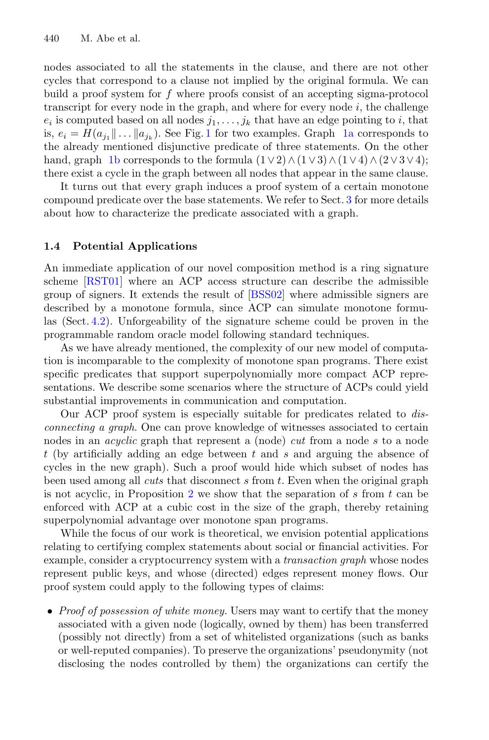nodes associated to all the statements in the clause, and there are not other cycles that correspond to a clause not implied by the original formula. We can build a proof system for $f$ where proofs consist of an accepting sigma-protocol transcript for every node in the graph, and where for every node $i$, the challenge $e_i$ is computed based on all nodes $j_1, \ldots, j_k$ that have an edge pointing to $i$, that is, $e_i = H(a_{j_1} \| \ldots \| a_{j_k})$. See Fig. 1 for two examples. Graph 1a corresponds to the already mentioned disjunctive predicate of three statements. On the other hand, graph 1b corresponds to the formula $(1 \vee 2) \wedge (1 \vee 3) \wedge (1 \vee 4) \wedge (2 \vee 3 \vee 4)$; there exist a cycle in the graph between all nodes that appear in the same clause.

It turns out that every graph induces a proof system of a certain monotone compound predicate over the base statements. We refer to Sect. 3 for more details about how to characterize the predicate associated with a graph.

### 1.4 Potential Applications

An immediate application of our novel composition method is a ring signature scheme [RST01] where an ACP access structure can describe the admissible group of signers. It extends the result of [BSS02] where admissible signers are described by a monotone formula, since ACP can simulate monotone formulas (Sect. 4.2). Unforgeability of the signature scheme could be proven in the programmable random oracle model following standard techniques.

As we have already mentioned, the complexity of our new model of computation is incomparable to the complexity of monotone span programs. There exist specific predicates that support superpolynomially more compact ACP representations. We describe some scenarios where the structure of ACPs could yield substantial improvements in communication and computation.

Our ACP proof system is especially suitable for predicates related to *disconnecting a graph*. One can prove knowledge of witnesses associated to certain nodes in an *acyclic* graph that represent a (node) *cut* from a node $s$ to a node $t$ (by artificially adding an edge between $t$ and $s$ and arguing the absence of cycles in the new graph). Such a proof would hide which subset of nodes has been used among all *cuts* that disconnect $s$ from $t$. Even when the original graph is not acyclic, in Proposition 2 we show that the separation of $s$ from $t$ can be enforced with ACP at a cubic cost in the size of the graph, thereby retaining superpolynomial advantage over monotone span programs.

While the focus of our work is theoretical, we envision potential applications relating to certifying complex statements about social or financial activities. For example, consider a cryptocurrency system with a *transaction graph* whose nodes represent public keys, and whose (directed) edges represent money flows. Our proof system could apply to the following types of claims:

- *Proof of possession of white money.* Users may want to certify that the money associated with a given node (logically, owned by them) has been transferred (possibly not directly) from a set of whitelisted organizations (such as banks or well-reputed companies). To preserve the organizations' pseudonymity (not disclosing the nodes controlled by them) the organizations can certify the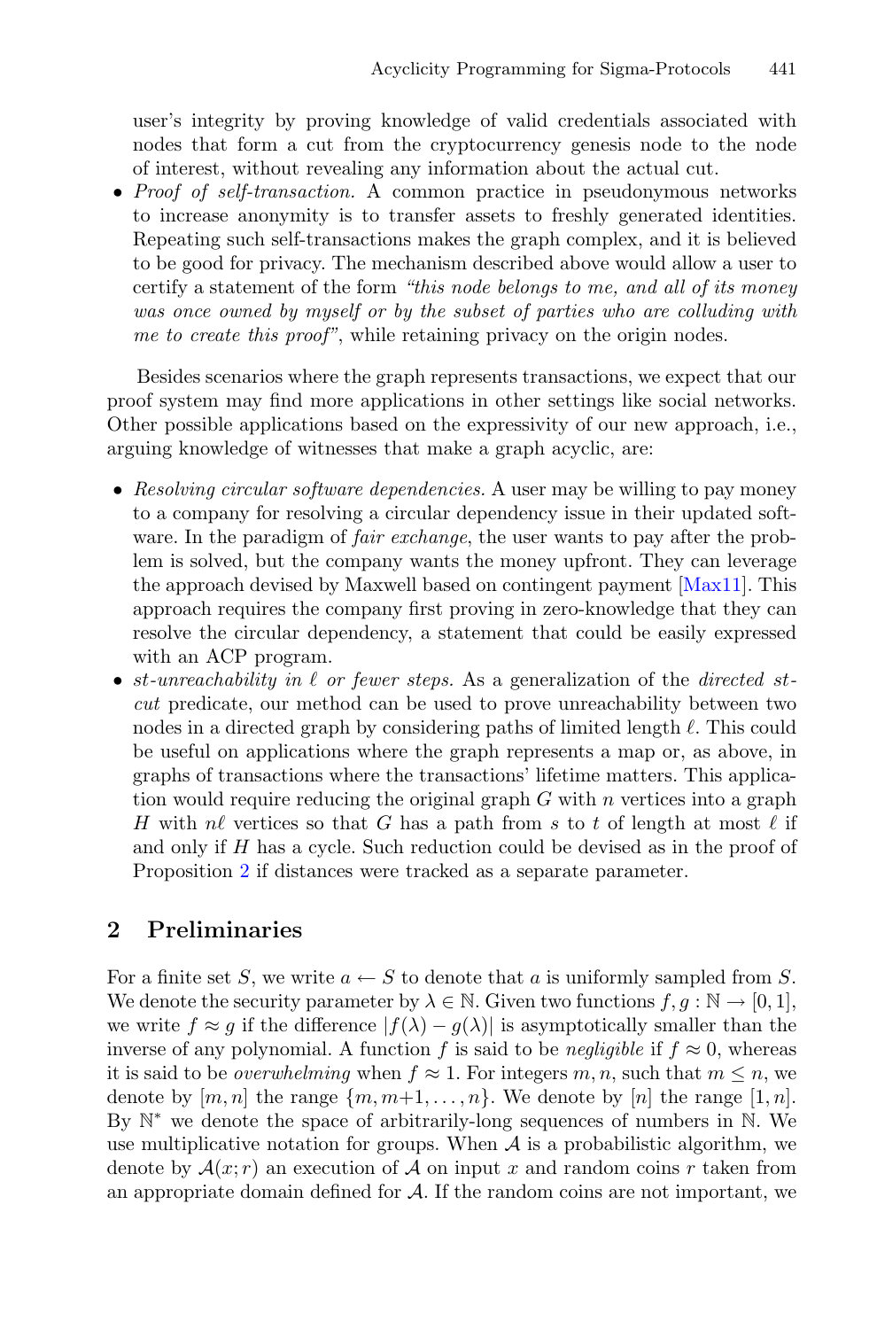user's integrity by proving knowledge of valid credentials associated with nodes that form a cut from the cryptocurrency genesis node to the node of interest, without revealing any information about the actual cut.

- *Proof of self-transaction.* A common practice in pseudonymous networks to increase anonymity is to transfer assets to freshly generated identities. Repeating such self-transactions makes the graph complex, and it is believed to be good for privacy. The mechanism described above would allow a user to certify a statement of the form *"this node belongs to me, and all of its money was once owned by myself or by the subset of parties who are colluding with me to create this proof"*, while retaining privacy on the origin nodes.

Besides scenarios where the graph represents transactions, we expect that our proof system may find more applications in other settings like social networks. Other possible applications based on the expressivity of our new approach, i.e., arguing knowledge of witnesses that make a graph acyclic, are:

- *Resolving circular software dependencies.* A user may be willing to pay money to a company for resolving a circular dependency issue in their updated software. In the paradigm of *fair exchange*, the user wants to pay after the problem is solved, but the company wants the money upfront. They can leverage the approach devised by Maxwell based on contingent payment [Max11]. This approach requires the company first proving in zero-knowledge that they can resolve the circular dependency, a statement that could be easily expressed with an ACP program.
- *st-unreachability in $\ell$ or fewer steps.* As a generalization of the *directed st-cut* predicate, our method can be used to prove unreachability between two nodes in a directed graph by considering paths of limited length $\ell$. This could be useful on applications where the graph represents a map or, as above, in graphs of transactions where the transactions' lifetime matters. This application would require reducing the original graph $G$ with $n$ vertices into a graph $H$ with $n\ell$ vertices so that $G$ has a path from $s$ to $t$ of length at most $\ell$ if and only if $H$ has a cycle. Such reduction could be devised as in the proof of Proposition 2 if distances were tracked as a separate parameter.

## 2 Preliminaries

For a finite set $S$, we write $a \leftarrow S$ to denote that $a$ is uniformly sampled from $S$. We denote the security parameter by $\lambda \in \mathbb{N}$. Given two functions $f, g : \mathbb{N} \to [0, 1]$, we write $f \approx g$ if the difference $|f(\lambda) - g(\lambda)|$ is asymptotically smaller than the inverse of any polynomial. A function $f$ is said to be *negligible* if $f \approx 0$, whereas it is said to be *overwhelming* when $f \approx 1$. For integers $m, n$, such that $m \le n$, we denote by $[m, n]$ the range $\{m, m+1, \ldots, n\}$. We denote by $[n]$ the range $[1, n]$. By $\mathbb{N}^*$ we denote the space of arbitrarily-long sequences of numbers in $\mathbb{N}$. We use multiplicative notation for groups. When $\mathcal{A}$ is a probabilistic algorithm, we denote by $\mathcal{A}(x; r)$ an execution of $\mathcal{A}$ on input $x$ and random coins $r$ taken from an appropriate domain defined for $\mathcal{A}$. If the random coins are not important, we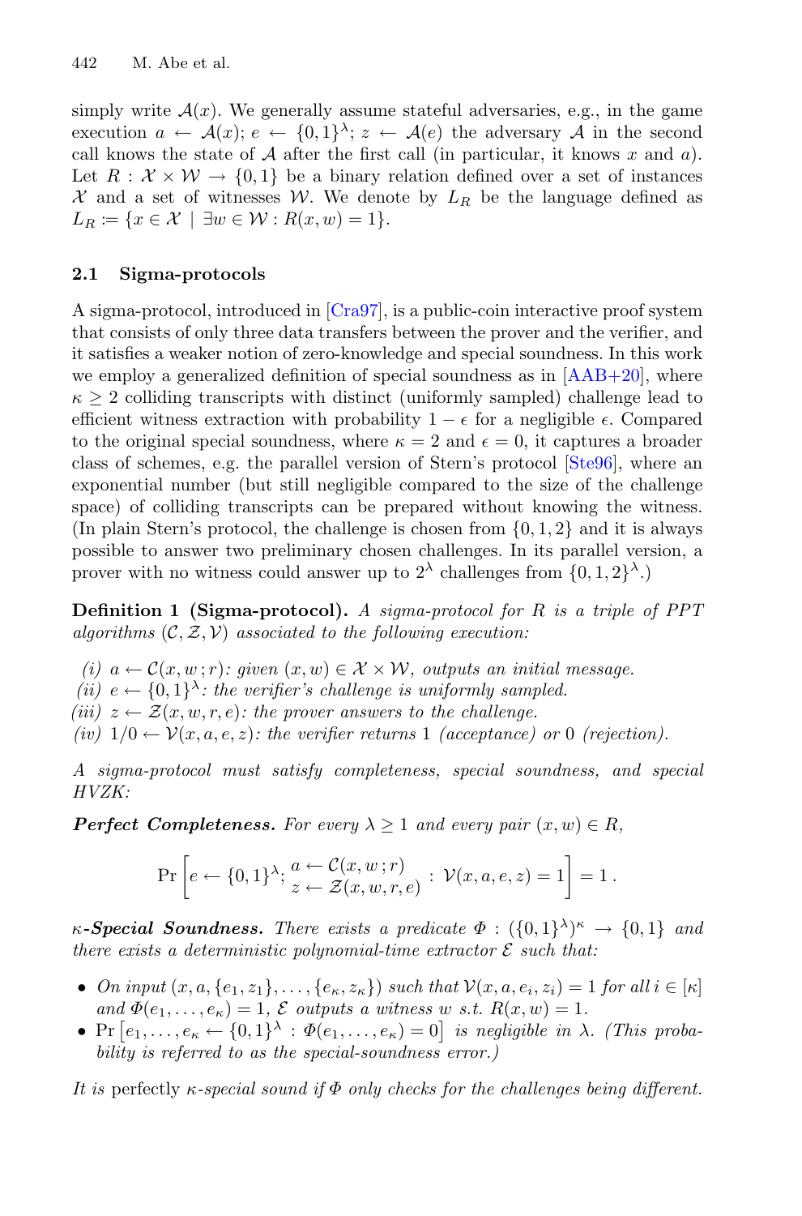simply write $\mathcal{A}(x)$. We generally assume stateful adversaries, e.g., in the game execution $a \leftarrow \mathcal{A}(x)$; $e \leftarrow \{0,1\}^\lambda$; $z \leftarrow \mathcal{A}(e)$ the adversary $\mathcal{A}$ in the second call knows the state of $\mathcal{A}$ after the first call (in particular, it knows $x$ and $a$). Let $R : \mathcal{X} \times \mathcal{W} \to \{0,1\}$ be a binary relation defined over a set of instances $\mathcal{X}$ and a set of witnesses $\mathcal{W}$. We denote by $L_R$ be the language defined as $L_R \coloneqq \{x \in \mathcal{X} \mid \exists w \in \mathcal{W} : R(x,w) = 1\}$.

## 2.1 Sigma-protocols

A sigma-protocol, introduced in [Cra97], is a public-coin interactive proof system that consists of only three data transfers between the prover and the verifier, and it satisfies a weaker notion of zero-knowledge and special soundness. In this work we employ a generalized definition of special soundness as in [AAB+20], where $\kappa \geq 2$ colliding transcripts with distinct (uniformly sampled) challenge lead to efficient witness extraction with probability $1 - \epsilon$ for a negligible $\epsilon$. Compared to the original special soundness, where $\kappa = 2$ and $\epsilon = 0$, it captures a broader class of schemes, e.g. the parallel version of Stern's protocol [Ste96], where an exponential number (but still negligible compared to the size of the challenge space) of colliding transcripts can be prepared without knowing the witness. (In plain Stern's protocol, the challenge is chosen from $\{0,1,2\}$ and it is always possible to answer two preliminary chosen challenges. In its parallel version, a prover with no witness could answer up to $2^\lambda$ challenges from $\{0,1,2\}^\lambda$.)

**Definition 1 (Sigma-protocol).** *A sigma-protocol for $R$ is a triple of PPT algorithms $(\mathcal{C}, \mathcal{Z}, \mathcal{V})$ associated to the following execution:*

*(i)* $a \leftarrow \mathcal{C}(x, w\,; r)$*: given* $(x,w) \in \mathcal{X} \times \mathcal{W}$*, outputs an initial message.*
*(ii)* $e \leftarrow \{0,1\}^\lambda$*: the verifier's challenge is uniformly sampled.*
*(iii)* $z \leftarrow \mathcal{Z}(x, w, r, e)$*: the prover answers to the challenge.*
*(iv)* $1/0 \leftarrow \mathcal{V}(x, a, e, z)$*: the verifier returns 1 (acceptance) or 0 (rejection).*

*A sigma-protocol must satisfy completeness, special soundness, and special HVZK:*

***Perfect Completeness.*** *For every $\lambda \geq 1$ and every pair $(x,w) \in R$,*

$$\Pr\left[e \leftarrow \{0,1\}^\lambda; \begin{array}{l} a \leftarrow \mathcal{C}(x, w\,; r) \\ z \leftarrow \mathcal{Z}(x, w, r, e) \end{array} : \mathcal{V}(x, a, e, z) = 1\right] = 1\,.$$

***$\kappa$-Special Soundness.*** *There exists a predicate $\Phi : (\{0,1\}^\lambda)^\kappa \to \{0,1\}$ and there exists a deterministic polynomial-time extractor $\mathcal{E}$ such that:*

- *On input $(x, a, \{e_1, z_1\}, \ldots, \{e_\kappa, z_\kappa\})$ such that $\mathcal{V}(x, a, e_i, z_i) = 1$ for all $i \in [\kappa]$ and $\Phi(e_1, \ldots, e_\kappa) = 1$, $\mathcal{E}$ outputs a witness $w$ s.t. $R(x,w) = 1$.*
- *$\Pr\left[e_1, \ldots, e_\kappa \leftarrow \{0,1\}^\lambda : \Phi(e_1, \ldots, e_\kappa) = 0\right]$ is negligible in $\lambda$. (This probability is referred to as the special-soundness error.)*

*It is* perfectly *$\kappa$-special sound if $\Phi$ only checks for the challenges being different.*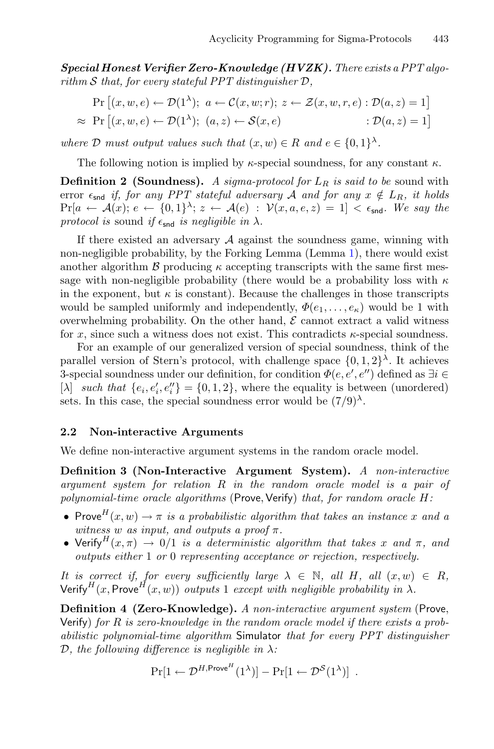***Special Honest Verifier Zero-Knowledge (HVZK).*** *There exists a PPT algorithm $\mathcal{S}$ that, for every stateful PPT distinguisher $\mathcal{D}$,*

$$\begin{aligned} &\Pr\left[(x, w, e) \leftarrow \mathcal{D}(1^\lambda);\ a \leftarrow \mathcal{C}(x, w; r);\ z \leftarrow \mathcal{Z}(x, w, r, e) : \mathcal{D}(a, z) = 1\right] \\ \approx\ &\Pr\left[(x, w, e) \leftarrow \mathcal{D}(1^\lambda);\ (a, z) \leftarrow \mathcal{S}(x, e) \qquad\qquad\qquad : \mathcal{D}(a, z) = 1\right] \end{aligned}$$

*where $\mathcal{D}$ must output values such that $(x, w) \in R$ and $e \in \{0,1\}^\lambda$.*

The following notion is implied by $\kappa$-special soundness, for any constant $\kappa$.

**Definition 2 (Soundness).** *A sigma-protocol for $L_R$ is said to be* sound *with error $\epsilon_{\mathsf{snd}}$ if, for any PPT stateful adversary $\mathcal{A}$ and for any $x \notin L_R$, it holds $\Pr[a \leftarrow \mathcal{A}(x);\ e \leftarrow \{0,1\}^\lambda;\ z \leftarrow \mathcal{A}(e) : \mathcal{V}(x, a, e, z) = 1] < \epsilon_{\mathsf{snd}}$. We say the protocol is* sound *if $\epsilon_{\mathsf{snd}}$ is negligible in $\lambda$.*

If there existed an adversary $\mathcal{A}$ against the soundness game, winning with non-negligible probability, by the Forking Lemma (Lemma 1), there would exist another algorithm $\mathcal{B}$ producing $\kappa$ accepting transcripts with the same first message with non-negligible probability (there would be a probability loss with $\kappa$ in the exponent, but $\kappa$ is constant). Because the challenges in those transcripts would be sampled uniformly and independently, $\Phi(e_1, \ldots, e_\kappa)$ would be 1 with overwhelming probability. On the other hand, $\mathcal{E}$ cannot extract a valid witness for $x$, since such a witness does not exist. This contradicts $\kappa$-special soundness.

For an example of our generalized version of special soundness, think of the parallel version of Stern's protocol, with challenge space $\{0,1,2\}^\lambda$. It achieves 3-special soundness under our definition, for condition $\Phi(e, e', e'')$ defined as $\exists i \in [\lambda]$ *such that* $\{e_i, e'_i, e''_i\} = \{0, 1, 2\}$, where the equality is between (unordered) sets. In this case, the special soundness error would be $(7/9)^\lambda$.

### 2.2 Non-interactive Arguments

We define non-interactive argument systems in the random oracle model.

**Definition 3 (Non-Interactive Argument System).** *A non-interactive argument system for relation $R$ in the random oracle model is a pair of polynomial-time oracle algorithms* ($\mathsf{Prove}, \mathsf{Verify}$) *that, for random oracle $H$:*

- $\mathsf{Prove}^H(x, w) \rightarrow \pi$ *is a probabilistic algorithm that takes an instance $x$ and a witness $w$ as input, and outputs a proof $\pi$.*
- $\mathsf{Verify}^H(x, \pi) \rightarrow 0/1$ *is a deterministic algorithm that takes $x$ and $\pi$, and outputs either* 1 *or* 0 *representing acceptance or rejection, respectively.*

*It is correct if, for every sufficiently large $\lambda \in \mathbb{N}$, all $H$, all $(x, w) \in R$, $\mathsf{Verify}^H(x, \mathsf{Prove}^H(x, w))$ outputs* 1 *except with negligible probability in $\lambda$.*

**Definition 4 (Zero-Knowledge).** *A non-interactive argument system* ($\mathsf{Prove}$, $\mathsf{Verify}$) *for $R$ is zero-knowledge in the random oracle model if there exists a probabilistic polynomial-time algorithm* $\mathsf{Simulator}$ *that for every PPT distinguisher $\mathcal{D}$, the following difference is negligible in $\lambda$:*

$$\Pr[1 \leftarrow \mathcal{D}^{H, \mathsf{Prove}^H}(1^\lambda)] - \Pr[1 \leftarrow \mathcal{D}^{\mathcal{S}}(1^\lambda)]\ .$$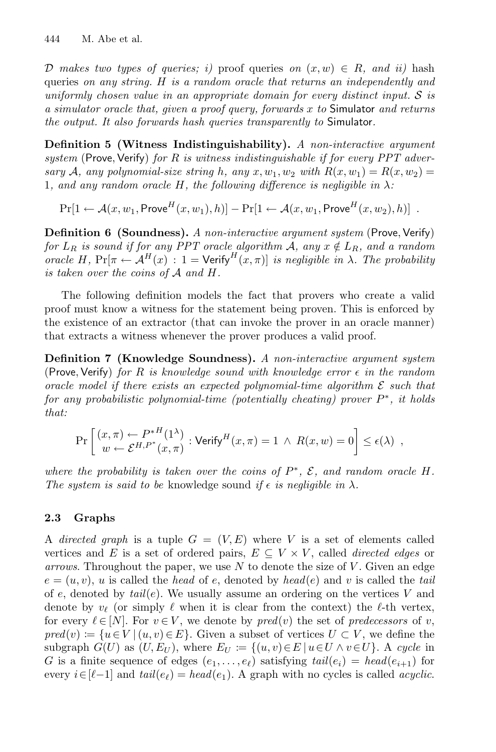$\mathcal{D}$ *makes two types of queries; i)* proof queries *on* $(x, w) \in R$*, and ii)* hash queries *on any string. $H$ is a random oracle that returns an independently and uniformly chosen value in an appropriate domain for every distinct input. $\mathcal{S}$ is a simulator oracle that, given a proof query, forwards $x$ to* Simulator *and returns the output. It also forwards hash queries transparently to* Simulator*.*

**Definition 5 (Witness Indistinguishability).** *A non-interactive argument system* (Prove, Verify) *for $R$ is witness indistinguishable if for every PPT adversary $\mathcal{A}$, any polynomial-size string $h$, any $x, w_1, w_2$ with $R(x, w_1) = R(x, w_2) = 1$, and any random oracle $H$, the following difference is negligible in $\lambda$:*

$$\Pr[1 \leftarrow \mathcal{A}(x, w_1, \mathsf{Prove}^H(x, w_1), h)] - \Pr[1 \leftarrow \mathcal{A}(x, w_1, \mathsf{Prove}^H(x, w_2), h)] \ .$$

**Definition 6 (Soundness).** *A non-interactive argument system* (Prove, Verify) *for $L_R$ is sound if for any PPT oracle algorithm $\mathcal{A}$, any $x \notin L_R$, and a random oracle $H$, $\Pr[\pi \leftarrow \mathcal{A}^H(x) : 1 = \mathsf{Verify}^H(x, \pi)]$ is negligible in $\lambda$. The probability is taken over the coins of $\mathcal{A}$ and $H$.*

The following definition models the fact that provers who create a valid proof must know a witness for the statement being proven. This is enforced by the existence of an extractor (that can invoke the prover in an oracle manner) that extracts a witness whenever the prover produces a valid proof.

**Definition 7 (Knowledge Soundness).** *A non-interactive argument system* (Prove, Verify) *for $R$ is knowledge sound with knowledge error $\epsilon$ in the random oracle model if there exists an expected polynomial-time algorithm $\mathcal{E}$ such that for any probabilistic polynomial-time (potentially cheating) prover $P^*$, it holds that:*

$$\Pr\left[\begin{array}{c}(x,\pi) \leftarrow {P^*}^H(1^\lambda) \\ w \leftarrow \mathcal{E}^{H,P^*}(x,\pi)\end{array} : \mathsf{Verify}^H(x,\pi) = 1 \ \wedge \ R(x,w) = 0\right] \leq \epsilon(\lambda) \ ,$$

*where the probability is taken over the coins of $P^*$, $\mathcal{E}$, and random oracle $H$. The system is said to be* knowledge sound *if $\epsilon$ is negligible in $\lambda$.*

### 2.3 Graphs

A *directed graph* is a tuple $G = (V, E)$ where $V$ is a set of elements called vertices and $E$ is a set of ordered pairs, $E \subseteq V \times V$, called *directed edges* or *arrows*. Throughout the paper, we use $N$ to denote the size of $V$. Given an edge $e = (u, v)$, $u$ is called the *head* of $e$, denoted by $head(e)$ and $v$ is called the *tail* of $e$, denoted by $tail(e)$. We usually assume an ordering on the vertices $V$ and denote by $v_\ell$ (or simply $\ell$ when it is clear from the context) the $\ell$-th vertex, for every $\ell \in [N]$. For $v \in V$, we denote by $pred(v)$ the set of *predecessors* of $v$, $pred(v) := \{u \in V \mid (u, v) \in E\}$. Given a subset of vertices $U \subset V$, we define the subgraph $G(U)$ as $(U, E_U)$, where $E_U := \{(u, v) \in E \mid u \in U \wedge v \in U\}$. A *cycle* in $G$ is a finite sequence of edges $(e_1, \ldots, e_\ell)$ satisfying $tail(e_i) = head(e_{i+1})$ for every $i \in [\ell - 1]$ and $tail(e_\ell) = head(e_1)$. A graph with no cycles is called *acyclic*.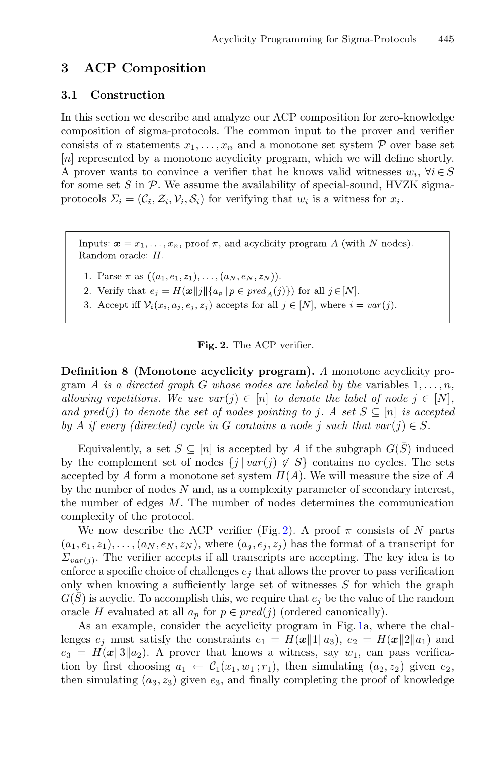## 3 ACP Composition

### 3.1 Construction

In this section we describe and analyze our ACP composition for zero-knowledge composition of sigma-protocols. The common input to the prover and verifier consists of $n$ statements $x_1, \dots, x_n$ and a monotone set system $\mathcal{P}$ over base set $[n]$ represented by a monotone acyclicity program, which we will define shortly. A prover wants to convince a verifier that he knows valid witnesses $w_i$, $\forall i \in S$ for some set $S$ in $\mathcal{P}$. We assume the availability of special-sound, HVZK sigma-protocols $\Sigma_i = (\mathcal{C}_i, \mathcal{Z}_i, \mathcal{V}_i, \mathcal{S}_i)$ for verifying that $w_i$ is a witness for $x_i$.

Inputs: $\boldsymbol{x} = x_1, \dots, x_n$, proof $\pi$, and acyclicity program $A$ (with $N$ nodes).
Random oracle: $H$.

1. Parse $\pi$ as $((a_1, e_1, z_1), \dots, (a_N, e_N, z_N))$.
2. Verify that $e_j = H(\boldsymbol{x} \| j \| \{a_p \mid p \in pred_A(j)\})$ for all $j \in [N]$.
3. Accept iff $\mathcal{V}_i(x_i, a_j, e_j, z_j)$ accepts for all $j \in [N]$, where $i = var(j)$.

**Fig. 2.** The ACP verifier.

**Definition 8 (Monotone acyclicity program).** *A monotone acyclicity program $A$ is a directed graph $G$ whose nodes are labeled by the* variables $1, \dots, n$, *allowing repetitions. We use $var(j) \in [n]$ to denote the label of node $j \in [N]$, and $pred(j)$ to denote the set of nodes pointing to $j$. A set $S \subseteq [n]$ is accepted by $A$ if every (directed) cycle in $G$ contains a node $j$ such that $var(j) \in S$.*

Equivalently, a set $S \subseteq [n]$ is accepted by $A$ if the subgraph $G(\bar{S})$ induced by the complement set of nodes $\{j \mid var(j) \notin S\}$ contains no cycles. The sets accepted by $A$ form a monotone set system $\Pi(A)$. We will measure the size of $A$ by the number of nodes $N$ and, as a complexity parameter of secondary interest, the number of edges $M$. The number of nodes determines the communication complexity of the protocol.

We now describe the ACP verifier (Fig. 2). A proof $\pi$ consists of $N$ parts $(a_1, e_1, z_1), \dots, (a_N, e_N, z_N)$, where $(a_j, e_j, z_j)$ has the format of a transcript for $\Sigma_{var(j)}$. The verifier accepts if all transcripts are accepting. The key idea is to enforce a specific choice of challenges $e_j$ that allows the prover to pass verification only when knowing a sufficiently large set of witnesses $S$ for which the graph $G(\bar{S})$ is acyclic. To accomplish this, we require that $e_j$ be the value of the random oracle $H$ evaluated at all $a_p$ for $p \in pred(j)$ (ordered canonically).

As an example, consider the acyclicity program in Fig. 1a, where the challenges $e_j$ must satisfy the constraints $e_1 = H(\boldsymbol{x} \| 1 \| a_3)$, $e_2 = H(\boldsymbol{x} \| 2 \| a_1)$ and $e_3 = H(\boldsymbol{x} \| 3 \| a_2)$. A prover that knows a witness, say $w_1$, can pass verification by first choosing $a_1 \leftarrow \mathcal{C}_1(x_1, w_1; r_1)$, then simulating $(a_2, z_2)$ given $e_2$, then simulating $(a_3, z_3)$ given $e_3$, and finally completing the proof of knowledge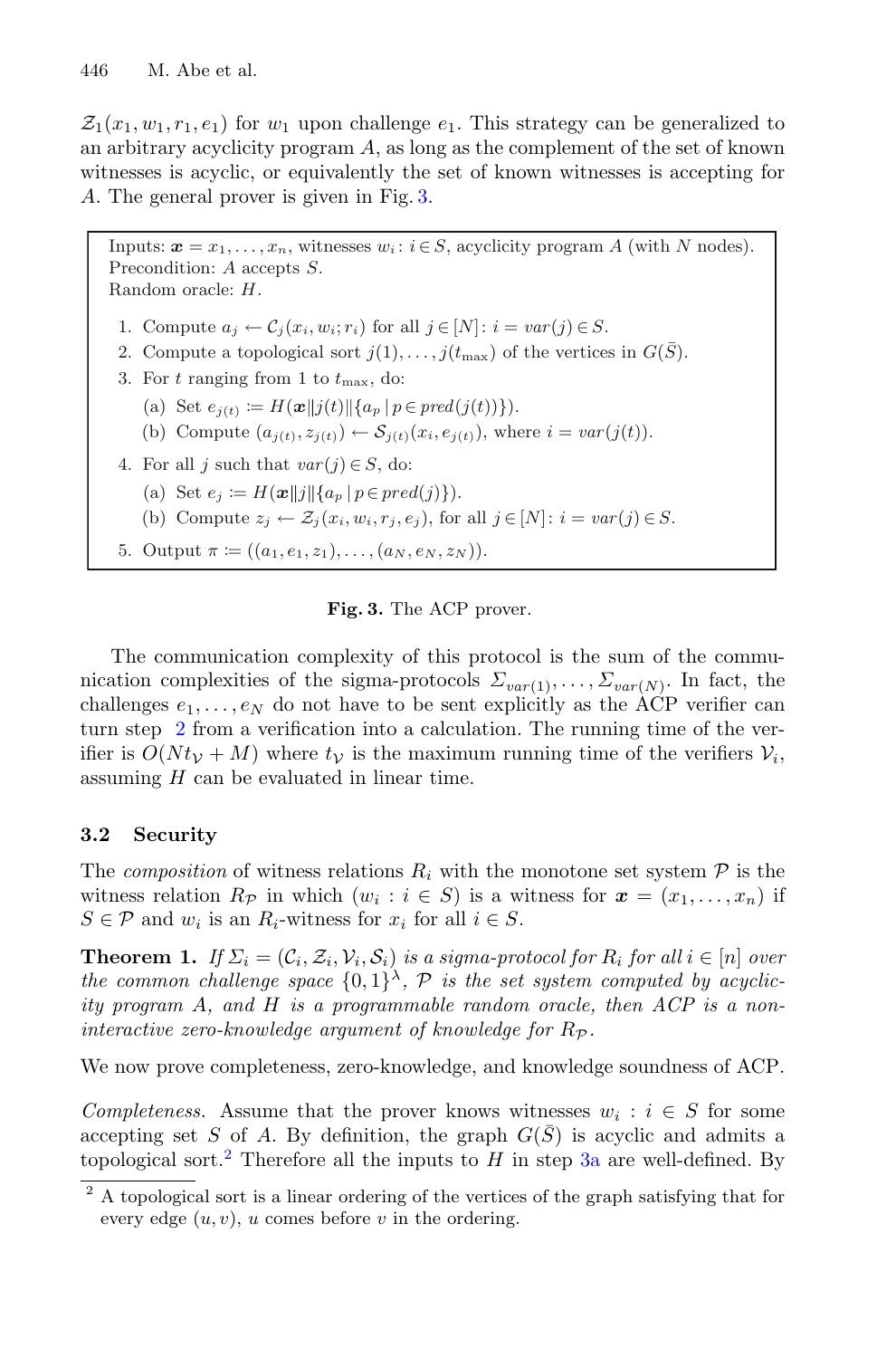$\mathcal{Z}_1(x_1, w_1, r_1, e_1)$ for $w_1$ upon challenge $e_1$. This strategy can be generalized to an arbitrary acyclicity program $A$, as long as the complement of the set of known witnesses is acyclic, or equivalently the set of known witnesses is accepting for $A$. The general prover is given in Fig. 3.

> Inputs: $\boldsymbol{x} = x_1, \ldots, x_n$, witnesses $w_i : i \in S$, acyclicity program $A$ (with $N$ nodes).
> Precondition: $A$ accepts $S$.
> Random oracle: $H$.
>
> 1. Compute $a_j \leftarrow \mathcal{C}_j(x_i, w_i; r_i)$ for all $j \in [N]$: $i = var(j) \in S$.
> 2. Compute a topological sort $j(1), \ldots, j(t_{\max})$ of the vertices in $G(\bar{S})$.
> 3. For $t$ ranging from 1 to $t_{\max}$, do:
>    (a) Set $e_{j(t)} := H(\boldsymbol{x} \| j(t) \| \{a_p \mid p \in pred(j(t))\})$.
>    (b) Compute $(a_{j(t)}, z_{j(t)}) \leftarrow \mathcal{S}_{j(t)}(x_i, e_{j(t)})$, where $i = var(j(t))$.
> 4. For all $j$ such that $var(j) \in S$, do:
>    (a) Set $e_j := H(\boldsymbol{x} \| j \| \{a_p \mid p \in pred(j)\})$.
>    (b) Compute $z_j \leftarrow \mathcal{Z}_j(x_i, w_i, r_j, e_j)$, for all $j \in [N]$: $i = var(j) \in S$.
> 5. Output $\pi := ((a_1, e_1, z_1), \ldots, (a_N, e_N, z_N))$.

**Fig. 3.** The ACP prover.

The communication complexity of this protocol is the sum of the communication complexities of the sigma-protocols $\Sigma_{var(1)}, \ldots, \Sigma_{var(N)}$. In fact, the challenges $e_1, \ldots, e_N$ do not have to be sent explicitly as the ACP verifier can turn step 2 from a verification into a calculation. The running time of the verifier is $O(Nt_{\mathcal{V}} + M)$ where $t_{\mathcal{V}}$ is the maximum running time of the verifiers $\mathcal{V}_i$, assuming $H$ can be evaluated in linear time.

### 3.2 Security

The *composition* of witness relations $R_i$ with the monotone set system $\mathcal{P}$ is the witness relation $R_{\mathcal{P}}$ in which $(w_i : i \in S)$ is a witness for $\boldsymbol{x} = (x_1, \ldots, x_n)$ if $S \in \mathcal{P}$ and $w_i$ is an $R_i$-witness for $x_i$ for all $i \in S$.

**Theorem 1.** *If $\Sigma_i = (\mathcal{C}_i, \mathcal{Z}_i, \mathcal{V}_i, \mathcal{S}_i)$ is a sigma-protocol for $R_i$ for all $i \in [n]$ over the common challenge space $\{0,1\}^\lambda$, $\mathcal{P}$ is the set system computed by acyclicity program $A$, and $H$ is a programmable random oracle, then ACP is a non-interactive zero-knowledge argument of knowledge for $R_{\mathcal{P}}$.*

We now prove completeness, zero-knowledge, and knowledge soundness of ACP.

*Completeness.* Assume that the prover knows witnesses $w_i : i \in S$ for some accepting set $S$ of $A$. By definition, the graph $G(\bar{S})$ is acyclic and admits a topological sort.[2] Therefore all the inputs to $H$ in step 3a are well-defined. By

[2] A topological sort is a linear ordering of the vertices of the graph satisfying that for every edge $(u, v)$, $u$ comes before $v$ in the ordering.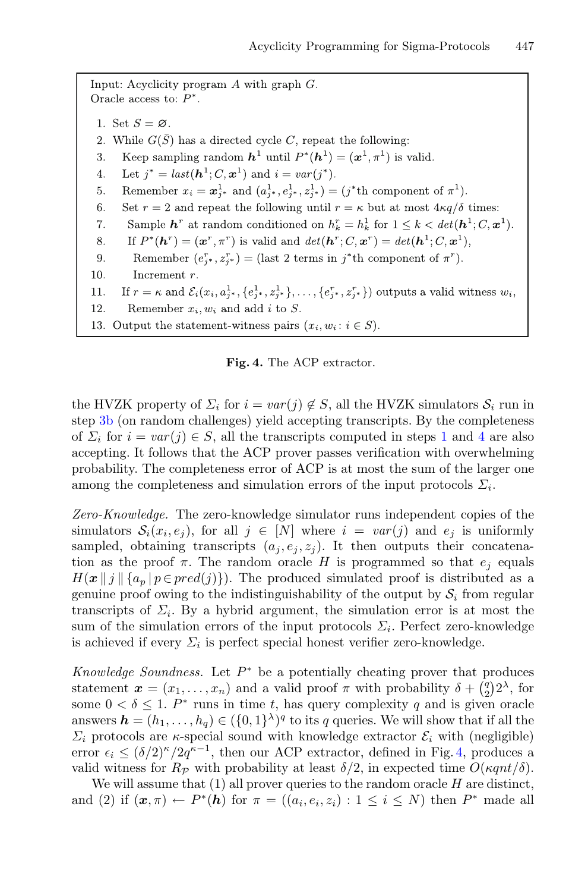Input: Acyclicity program $A$ with graph $G$.
Oracle access to: $P^*$.

1. Set $S = \varnothing$.
2. While $G(\bar{S})$ has a directed cycle $C$, repeat the following:
3. Keep sampling random $\boldsymbol{h}^1$ until $P^*(\boldsymbol{h}^1) = (\boldsymbol{x}^1, \pi^1)$ is valid.
4. Let $j^* = last(\boldsymbol{h}^1; C, \boldsymbol{x}^1)$ and $i = var(j^*)$.
5. Remember $x_i = \boldsymbol{x}^1_{j^*}$ and $(a^1_{j^*}, e^1_{j^*}, z^1_{j^*}) =$ ($j^*$th component of $\pi^1$).
6. Set $r = 2$ and repeat the following until $r = \kappa$ but at most $4\kappa q/\delta$ times:
7. Sample $\boldsymbol{h}^r$ at random conditioned on $h^r_k = h^1_k$ for $1 \leq k < det(\boldsymbol{h}^1; C, \boldsymbol{x}^1)$.
8. If $P^*(\boldsymbol{h}^r) = (\boldsymbol{x}^r, \pi^r)$ is valid and $det(\boldsymbol{h}^r; C, \boldsymbol{x}^r) = det(\boldsymbol{h}^1; C, \boldsymbol{x}^1)$,
9. Remember $(e^r_{j^*}, z^r_{j^*}) =$ (last 2 terms in $j^*$th component of $\pi^r$).
10. Increment $r$.
11. If $r = \kappa$ and $\mathcal{E}_i(x_i, a^1_{j^*}, \{e^1_{j^*}, z^1_{j^*}\}, \ldots, \{e^r_{j^*}, z^r_{j^*}\})$ outputs a valid witness $w_i$,
12. Remember $x_i, w_i$ and add $i$ to $S$.
13. Output the statement-witness pairs $(x_i, w_i : i \in S)$.

**Fig. 4.** The ACP extractor.

the HVZK property of $\Sigma_i$ for $i = var(j) \notin S$, all the HVZK simulators $\mathcal{S}_i$ run in step 3b (on random challenges) yield accepting transcripts. By the completeness of $\Sigma_i$ for $i = var(j) \in S$, all the transcripts computed in steps 1 and 4 are also accepting. It follows that the ACP prover passes verification with overwhelming probability. The completeness error of ACP is at most the sum of the larger one among the completeness and simulation errors of the input protocols $\Sigma_i$.

*Zero-Knowledge.* The zero-knowledge simulator runs independent copies of the simulators $\mathcal{S}_i(x_i, e_j)$, for all $j \in [N]$ where $i = var(j)$ and $e_j$ is uniformly sampled, obtaining transcripts $(a_j, e_j, z_j)$. It then outputs their concatenation as the proof $\pi$. The random oracle $H$ is programmed so that $e_j$ equals $H(\boldsymbol{x} \,\|\, j \,\|\, \{a_p \,|\, p \in pred(j)\})$. The produced simulated proof is distributed as a genuine proof owing to the indistinguishability of the output by $\mathcal{S}_i$ from regular transcripts of $\Sigma_i$. By a hybrid argument, the simulation error is at most the sum of the simulation errors of the input protocols $\Sigma_i$. Perfect zero-knowledge is achieved if every $\Sigma_i$ is perfect special honest verifier zero-knowledge.

*Knowledge Soundness.* Let $P^*$ be a potentially cheating prover that produces statement $\boldsymbol{x} = (x_1, \ldots, x_n)$ and a valid proof $\pi$ with probability $\delta + \binom{q}{2}2^\lambda$, for some $0 < \delta \leq 1$. $P^*$ runs in time $t$, has query complexity $q$ and is given oracle answers $\boldsymbol{h} = (h_1, \ldots, h_q) \in (\{0,1\}^\lambda)^q$ to its $q$ queries. We will show that if all the $\Sigma_i$ protocols are $\kappa$-special sound with knowledge extractor $\mathcal{E}_i$ with (negligible) error $\epsilon_i \leq (\delta/2)^\kappa / 2q^{\kappa-1}$, then our ACP extractor, defined in Fig. 4, produces a valid witness for $R_\mathcal{P}$ with probability at least $\delta/2$, in expected time $O(\kappa qnt/\delta)$.

We will assume that (1) all prover queries to the random oracle $H$ are distinct, and (2) if $(\boldsymbol{x}, \pi) \leftarrow P^*(\boldsymbol{h})$ for $\pi = ((a_i, e_i, z_i) : 1 \leq i \leq N)$ then $P^*$ made all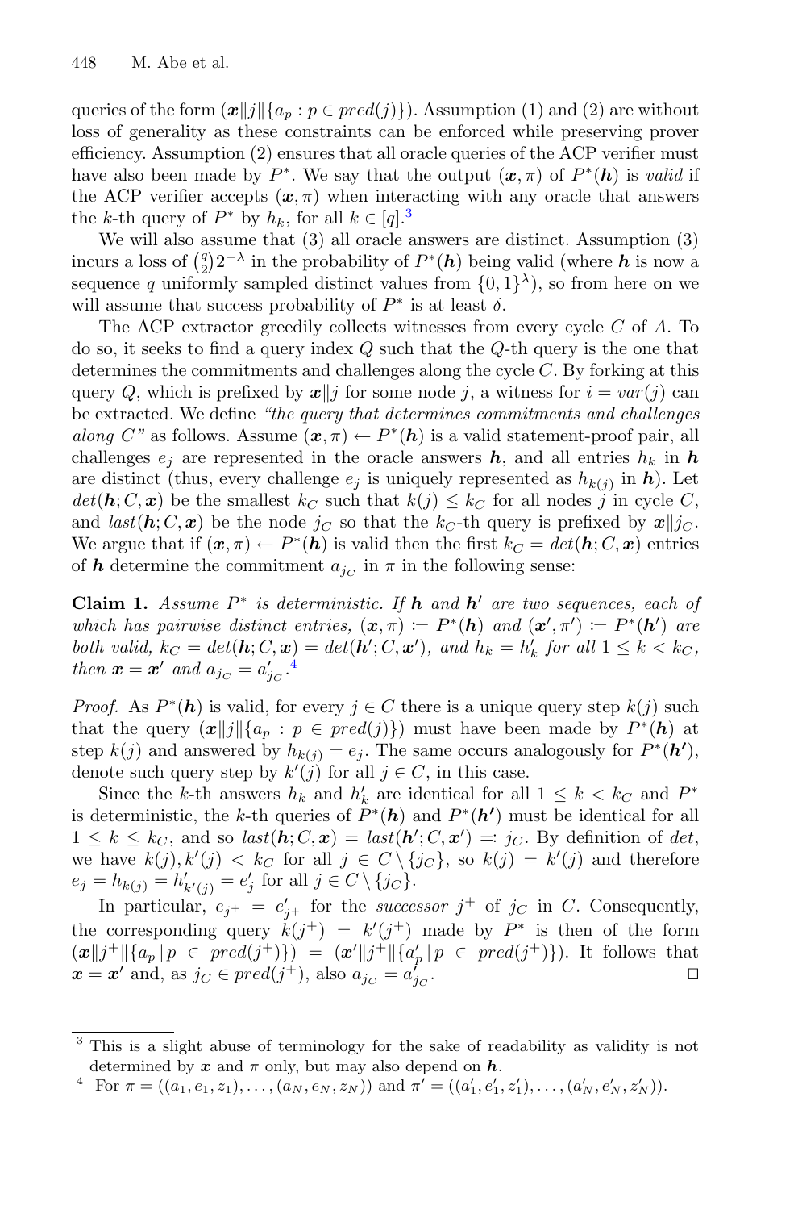queries of the form $(\boldsymbol{x}\|j\|\{a_p : p \in pred(j)\})$. Assumption (1) and (2) are without loss of generality as these constraints can be enforced while preserving prover efficiency. Assumption (2) ensures that all oracle queries of the ACP verifier must have also been made by $P^*$. We say that the output $(\boldsymbol{x}, \pi)$ of $P^*(\boldsymbol{h})$ is *valid* if the ACP verifier accepts $(\boldsymbol{x}, \pi)$ when interacting with any oracle that answers the $k$-th query of $P^*$ by $h_k$, for all $k \in [q]$.[3]

We will also assume that (3) all oracle answers are distinct. Assumption (3) incurs a loss of $\binom{q}{2}2^{-\lambda}$ in the probability of $P^*(\boldsymbol{h})$ being valid (where $\boldsymbol{h}$ is now a sequence $q$ uniformly sampled distinct values from $\{0,1\}^\lambda$), so from here on we will assume that success probability of $P^*$ is at least $\delta$.

The ACP extractor greedily collects witnesses from every cycle $C$ of $A$. To do so, it seeks to find a query index $Q$ such that the $Q$-th query is the one that determines the commitments and challenges along the cycle $C$. By forking at this query $Q$, which is prefixed by $\boldsymbol{x}\|j$ for some node $j$, a witness for $i = var(j)$ can be extracted. We define *"the query that determines commitments and challenges along $C$"* as follows. Assume $(\boldsymbol{x}, \pi) \leftarrow P^*(\boldsymbol{h})$ is a valid statement-proof pair, all challenges $e_j$ are represented in the oracle answers $\boldsymbol{h}$, and all entries $h_k$ in $\boldsymbol{h}$ are distinct (thus, every challenge $e_j$ is uniquely represented as $h_{k(j)}$ in $\boldsymbol{h}$). Let $det(\boldsymbol{h}; C, \boldsymbol{x})$ be the smallest $k_C$ such that $k(j) \le k_C$ for all nodes $j$ in cycle $C$, and $last(\boldsymbol{h}; C, \boldsymbol{x})$ be the node $j_C$ so that the $k_C$-th query is prefixed by $\boldsymbol{x}\|j_C$. We argue that if $(\boldsymbol{x}, \pi) \leftarrow P^*(\boldsymbol{h})$ is valid then the first $k_C = det(\boldsymbol{h}; C, \boldsymbol{x})$ entries of $\boldsymbol{h}$ determine the commitment $a_{j_C}$ in $\pi$ in the following sense:

**Claim 1.** *Assume $P^*$ is deterministic. If $\boldsymbol{h}$ and $\boldsymbol{h}'$ are two sequences, each of which has pairwise distinct entries, $(\boldsymbol{x}, \pi) := P^*(\boldsymbol{h})$ and $(\boldsymbol{x}', \pi') := P^*(\boldsymbol{h}')$ are both valid, $k_C = det(\boldsymbol{h}; C, \boldsymbol{x}) = det(\boldsymbol{h}'; C, \boldsymbol{x}')$, and $h_k = h'_k$ for all $1 \le k < k_C$, then $\boldsymbol{x} = \boldsymbol{x}'$ and $a_{j_C} = a'_{j_C}$.*[4]

*Proof.* As $P^*(\boldsymbol{h})$ is valid, for every $j \in C$ there is a unique query step $k(j)$ such that the query $(\boldsymbol{x}\|j\|\{a_p : p \in pred(j)\})$ must have been made by $P^*(\boldsymbol{h})$ at step $k(j)$ and answered by $h_{k(j)} = e_j$. The same occurs analogously for $P^*(\boldsymbol{h}')$, denote such query step by $k'(j)$ for all $j \in C$, in this case.

Since the $k$-th answers $h_k$ and $h'_k$ are identical for all $1 \le k < k_C$ and $P^*$ is deterministic, the $k$-th queries of $P^*(\boldsymbol{h})$ and $P^*(\boldsymbol{h}')$ must be identical for all $1 \le k \le k_C$, and so $last(\boldsymbol{h}; C, \boldsymbol{x}) = last(\boldsymbol{h}'; C, \boldsymbol{x}') =: j_C$. By definition of $det$, we have $k(j), k'(j) < k_C$ for all $j \in C \setminus \{j_C\}$, so $k(j) = k'(j)$ and therefore $e_j = h_{k(j)} = h'_{k'(j)} = e'_j$ for all $j \in C \setminus \{j_C\}$.

In particular, $e_{j^+} = e'_{j^+}$ for the *successor* $j^+$ of $j_C$ in $C$. Consequently, the corresponding query $k(j^+) = k'(j^+)$ made by $P^*$ is then of the form $(\boldsymbol{x}\|j^+\|\{a_p \,|\, p \in pred(j^+)\}) = (\boldsymbol{x}'\|j^+\|\{a'_p \,|\, p \in pred(j^+)\})$. It follows that $\boldsymbol{x} = \boldsymbol{x}'$ and, as $j_C \in pred(j^+)$, also $a_{j_C} = a'_{j_C}$. ◻

---

[3] This is a slight abuse of terminology for the sake of readability as validity is not determined by $\boldsymbol{x}$ and $\pi$ only, but may also depend on $\boldsymbol{h}$.

[4] For $\pi = ((a_1, e_1, z_1), \ldots, (a_N, e_N, z_N))$ and $\pi' = ((a'_1, e'_1, z'_1), \ldots, (a'_N, e'_N, z'_N))$.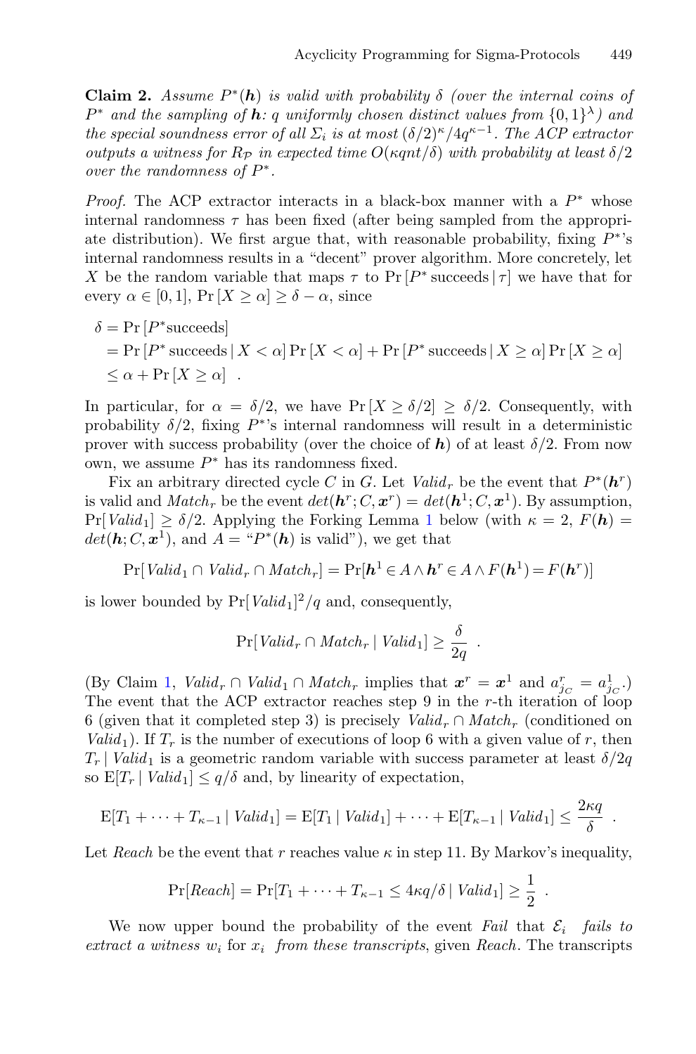**Claim 2.** *Assume $P^*(\boldsymbol{h})$ is valid with probability $\delta$ (over the internal coins of $P^*$ and the sampling of $\boldsymbol{h}$: $q$ uniformly chosen distinct values from $\{0,1\}^\lambda$) and the special soundness error of all $\Sigma_i$ is at most $(\delta/2)^\kappa/4q^{\kappa-1}$. The ACP extractor outputs a witness for $R_\mathcal{P}$ in expected time $O(\kappa qnt/\delta)$ with probability at least $\delta/2$ over the randomness of $P^*$.*

*Proof.* The ACP extractor interacts in a black-box manner with a $P^*$ whose internal randomness $\tau$ has been fixed (after being sampled from the appropriate distribution). We first argue that, with reasonable probability, fixing $P^*$'s internal randomness results in a "decent" prover algorithm. More concretely, let $X$ be the random variable that maps $\tau$ to $\Pr[P^* \text{ succeeds} \,|\, \tau]$ we have that for every $\alpha \in [0,1]$, $\Pr[X \geq \alpha] \geq \delta - \alpha$, since

$$
\begin{aligned}
\delta &= \Pr[P^* \text{succeeds}] \\
&= \Pr[P^* \text{ succeeds} \,|\, X < \alpha] \Pr[X < \alpha] + \Pr[P^* \text{ succeeds} \,|\, X \geq \alpha] \Pr[X \geq \alpha] \\
&\leq \alpha + \Pr[X \geq \alpha] \quad .
\end{aligned}
$$

In particular, for $\alpha = \delta/2$, we have $\Pr[X \geq \delta/2] \geq \delta/2$. Consequently, with probability $\delta/2$, fixing $P^*$'s internal randomness will result in a deterministic prover with success probability (over the choice of $\boldsymbol{h}$) of at least $\delta/2$. From now own, we assume $P^*$ has its randomness fixed.

Fix an arbitrary directed cycle $C$ in $G$. Let $\mathit{Valid}_r$ be the event that $P^*(\boldsymbol{h}^r)$ is valid and $\mathit{Match}_r$ be the event $det(\boldsymbol{h}^r; C, \boldsymbol{x}^r) = det(\boldsymbol{h}^1; C, \boldsymbol{x}^1)$. By assumption, $\Pr[\mathit{Valid}_1] \geq \delta/2$. Applying the Forking Lemma 1 below (with $\kappa = 2$, $F(\boldsymbol{h}) = det(\boldsymbol{h}; C, \boldsymbol{x}^1)$, and $A =$ "$P^*(\boldsymbol{h})$ is valid"), we get that

$$
\Pr[\mathit{Valid}_1 \cap \mathit{Valid}_r \cap \mathit{Match}_r] = \Pr[\boldsymbol{h}^1 \in A \wedge \boldsymbol{h}^r \in A \wedge F(\boldsymbol{h}^1) = F(\boldsymbol{h}^r)]
$$

is lower bounded by $\Pr[\mathit{Valid}_1]^2/q$ and, consequently,

$$
\Pr[\mathit{Valid}_r \cap \mathit{Match}_r \mid \mathit{Valid}_1] \geq \frac{\delta}{2q} \quad .
$$

(By Claim 1, $\mathit{Valid}_r \cap \mathit{Valid}_1 \cap \mathit{Match}_r$ implies that $\boldsymbol{x}^r = \boldsymbol{x}^1$ and $a^r_{j_C} = a^1_{j_C}$.) The event that the ACP extractor reaches step 9 in the $r$-th iteration of loop 6 (given that it completed step 3) is precisely $\mathit{Valid}_r \cap \mathit{Match}_r$ (conditioned on $\mathit{Valid}_1$). If $T_r$ is the number of executions of loop 6 with a given value of $r$, then $T_r \mid \mathit{Valid}_1$ is a geometric random variable with success parameter at least $\delta/2q$ so $\mathrm{E}[T_r \mid \mathit{Valid}_1] \leq q/\delta$ and, by linearity of expectation,

$$
\mathrm{E}[T_1 + \cdots + T_{\kappa-1} \mid \mathit{Valid}_1] = \mathrm{E}[T_1 \mid \mathit{Valid}_1] + \cdots + \mathrm{E}[T_{\kappa-1} \mid \mathit{Valid}_1] \leq \frac{2\kappa q}{\delta} \quad .
$$

Let $\mathit{Reach}$ be the event that $r$ reaches value $\kappa$ in step 11. By Markov's inequality,

$$
\Pr[\mathit{Reach}] = \Pr[T_1 + \cdots + T_{\kappa-1} \leq 4\kappa q/\delta \mid \mathit{Valid}_1] \geq \frac{1}{2} \quad .
$$

We now upper bound the probability of the event $\mathit{Fail}$ that $\mathcal{E}_i$ *fails to extract a witness* $w_i$ for $x_i$ *from these transcripts*, given $\mathit{Reach}$. The transcripts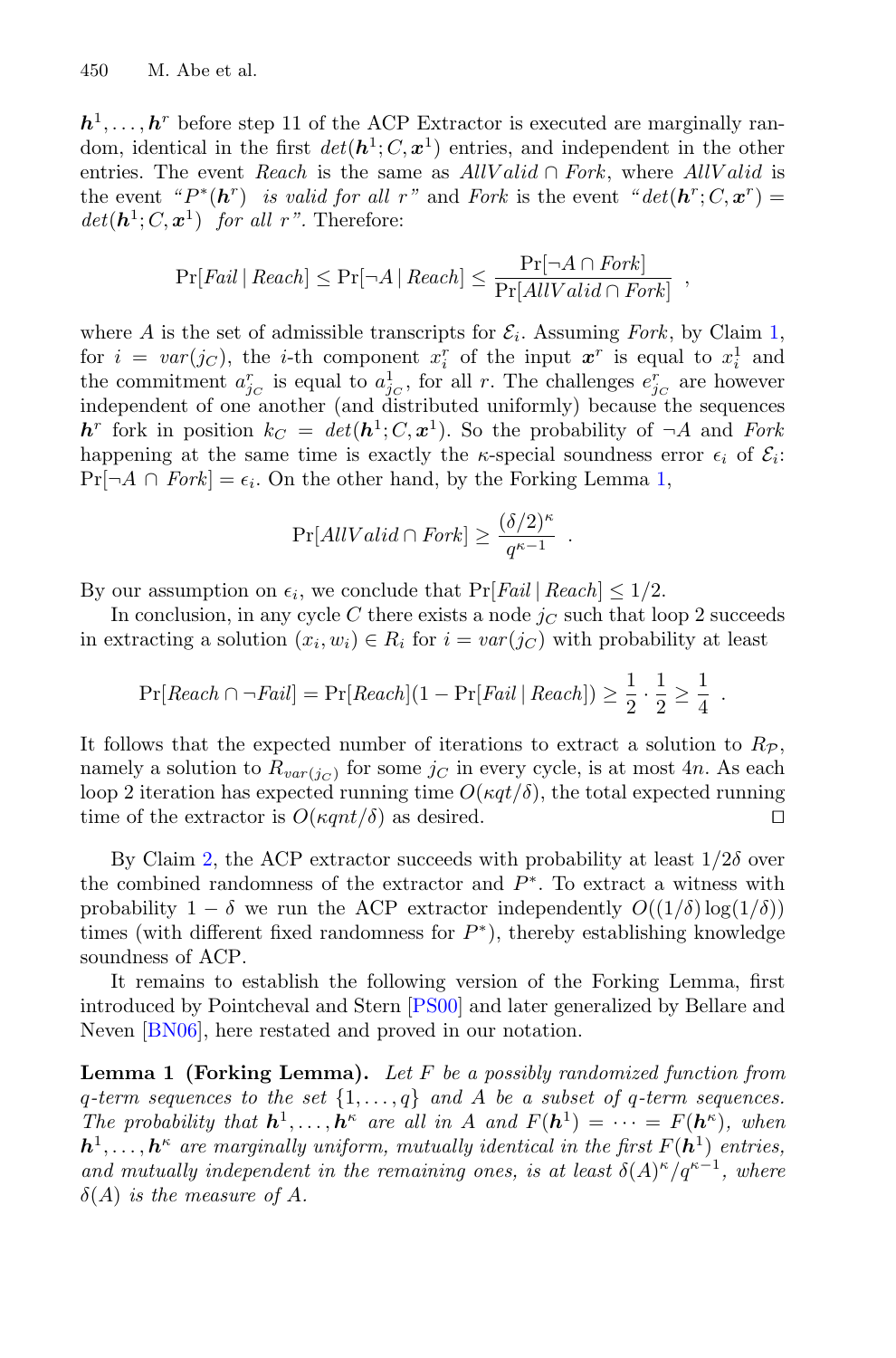$\boldsymbol{h}^1, \ldots, \boldsymbol{h}^r$ before step 11 of the ACP Extractor is executed are marginally random, identical in the first $det(\boldsymbol{h}^1; C, \boldsymbol{x}^1)$ entries, and independent in the other entries. The event *Reach* is the same as $AllValid \cap Fork$, where $AllValid$ is the event *"$P^*(\boldsymbol{h}^r)$ is valid for all $r$"* and *Fork* is the event *"$det(\boldsymbol{h}^r; C, \boldsymbol{x}^r) = det(\boldsymbol{h}^1; C, \boldsymbol{x}^1)$ for all $r$"*. Therefore:

$$\Pr[Fail \mid Reach] \leq \Pr[\neg A \mid Reach] \leq \frac{\Pr[\neg A \cap Fork]}{\Pr[AllValid \cap Fork]} ,$$

where $A$ is the set of admissible transcripts for $\mathcal{E}_i$. Assuming *Fork*, by Claim 1, for $i = var(j_C)$, the $i$-th component $x_i^r$ of the input $\boldsymbol{x}^r$ is equal to $x_i^1$ and the commitment $a_{j_C}^r$ is equal to $a_{j_C}^1$, for all $r$. The challenges $e_{j_C}^r$ are however independent of one another (and distributed uniformly) because the sequences $\boldsymbol{h}^r$ fork in position $k_C = det(\boldsymbol{h}^1; C, \boldsymbol{x}^1)$. So the probability of $\neg A$ and *Fork* happening at the same time is exactly the $\kappa$-special soundness error $\epsilon_i$ of $\mathcal{E}_i$: $\Pr[\neg A \cap Fork] = \epsilon_i$. On the other hand, by the Forking Lemma 1,

$$\Pr[AllValid \cap Fork] \geq \frac{(\delta/2)^\kappa}{q^{\kappa-1}} .$$

By our assumption on $\epsilon_i$, we conclude that $\Pr[Fail \mid Reach] \leq 1/2$.

In conclusion, in any cycle $C$ there exists a node $j_C$ such that loop 2 succeeds in extracting a solution $(x_i, w_i) \in R_i$ for $i = var(j_C)$ with probability at least

$$\Pr[Reach \cap \neg Fail] = \Pr[Reach](1 - \Pr[Fail \mid Reach]) \geq \frac{1}{2} \cdot \frac{1}{2} \geq \frac{1}{4} .$$

It follows that the expected number of iterations to extract a solution to $R_{\mathcal{P}}$, namely a solution to $R_{var(j_C)}$ for some $j_C$ in every cycle, is at most $4n$. As each loop 2 iteration has expected running time $O(\kappa qt/\delta)$, the total expected running time of the extractor is $O(\kappa qnt/\delta)$ as desired. □

By Claim 2, the ACP extractor succeeds with probability at least $1/2\delta$ over the combined randomness of the extractor and $P^*$. To extract a witness with probability $1 - \delta$ we run the ACP extractor independently $O((1/\delta)\log(1/\delta))$ times (with different fixed randomness for $P^*$), thereby establishing knowledge soundness of ACP.

It remains to establish the following version of the Forking Lemma, first introduced by Pointcheval and Stern [PS00] and later generalized by Bellare and Neven [BN06], here restated and proved in our notation.

**Lemma 1 (Forking Lemma).** *Let $F$ be a possibly randomized function from $q$-term sequences to the set $\{1, \ldots, q\}$ and $A$ be a subset of $q$-term sequences. The probability that $\boldsymbol{h}^1, \ldots, \boldsymbol{h}^\kappa$ are all in $A$ and $F(\boldsymbol{h}^1) = \cdots = F(\boldsymbol{h}^\kappa)$, when $\boldsymbol{h}^1, \ldots, \boldsymbol{h}^\kappa$ are marginally uniform, mutually identical in the first $F(\boldsymbol{h}^1)$ entries, and mutually independent in the remaining ones, is at least $\delta(A)^\kappa/q^{\kappa-1}$, where $\delta(A)$ is the measure of $A$.*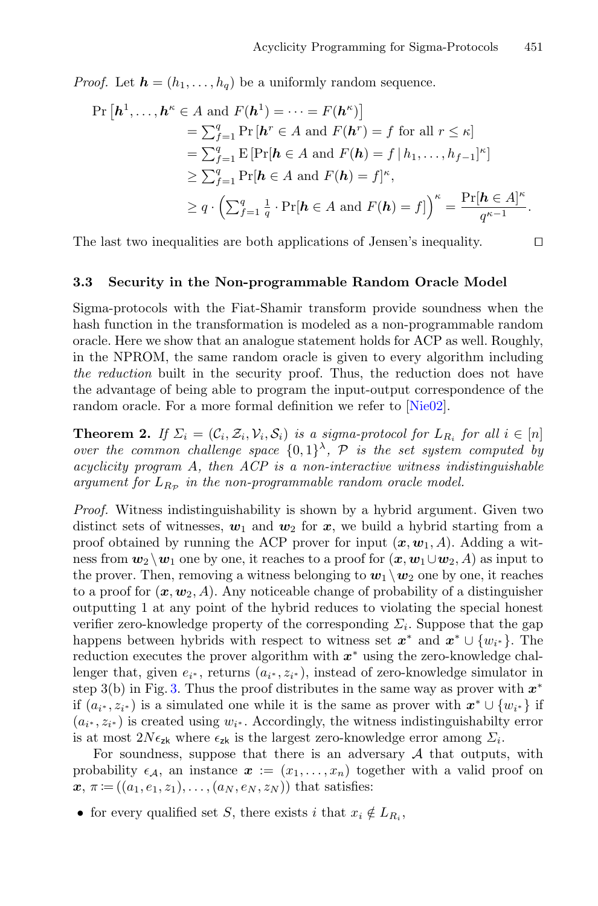*Proof.* Let $\boldsymbol{h} = (h_1, \ldots, h_q)$ be a uniformly random sequence.

$$
\begin{aligned}
\Pr\left[\boldsymbol{h}^1, \ldots, \boldsymbol{h}^\kappa \in A \text{ and } F(\boldsymbol{h}^1) = \cdots = F(\boldsymbol{h}^\kappa)\right] \\
&= \textstyle\sum_{f=1}^{q} \Pr\left[\boldsymbol{h}^r \in A \text{ and } F(\boldsymbol{h}^r) = f \text{ for all } r \le \kappa\right] \\
&= \textstyle\sum_{f=1}^{q} \mathrm{E}\left[\Pr[\boldsymbol{h} \in A \text{ and } F(\boldsymbol{h}) = f \mid h_1, \ldots, h_{f-1}]^\kappa\right] \\
&\ge \textstyle\sum_{f=1}^{q} \Pr[\boldsymbol{h} \in A \text{ and } F(\boldsymbol{h}) = f]^\kappa, \\
&\ge q \cdot \left(\textstyle\sum_{f=1}^{q} \frac{1}{q} \cdot \Pr[\boldsymbol{h} \in A \text{ and } F(\boldsymbol{h}) = f]\right)^\kappa = \frac{\Pr[\boldsymbol{h} \in A]^\kappa}{q^{\kappa-1}}.
\end{aligned}
$$

The last two inequalities are both applications of Jensen's inequality. ◻

### 3.3 Security in the Non-programmable Random Oracle Model

Sigma-protocols with the Fiat-Shamir transform provide soundness when the hash function in the transformation is modeled as a non-programmable random oracle. Here we show that an analogue statement holds for ACP as well. Roughly, in the NPROM, the same random oracle is given to every algorithm including *the reduction* built in the security proof. Thus, the reduction does not have the advantage of being able to program the input-output correspondence of the random oracle. For a more formal definition we refer to [Nie02].

**Theorem 2.** *If $\Sigma_i = (\mathcal{C}_i, \mathcal{Z}_i, \mathcal{V}_i, \mathcal{S}_i)$ is a sigma-protocol for $L_{R_i}$ for all $i \in [n]$ over the common challenge space $\{0,1\}^\lambda$, $\mathcal{P}$ is the set system computed by acyclicity program $A$, then ACP is a non-interactive witness indistinguishable argument for $L_{R_\mathcal{P}}$ in the non-programmable random oracle model.*

*Proof.* Witness indistinguishability is shown by a hybrid argument. Given two distinct sets of witnesses, $\boldsymbol{w}_1$ and $\boldsymbol{w}_2$ for $\boldsymbol{x}$, we build a hybrid starting from a proof obtained by running the ACP prover for input $(\boldsymbol{x}, \boldsymbol{w}_1, A)$. Adding a witness from $\boldsymbol{w}_2 \setminus \boldsymbol{w}_1$ one by one, it reaches to a proof for $(\boldsymbol{x}, \boldsymbol{w}_1 \cup \boldsymbol{w}_2, A)$ as input to the prover. Then, removing a witness belonging to $\boldsymbol{w}_1 \setminus \boldsymbol{w}_2$ one by one, it reaches to a proof for $(\boldsymbol{x}, \boldsymbol{w}_2, A)$. Any noticeable change of probability of a distinguisher outputting 1 at any point of the hybrid reduces to violating the special honest verifier zero-knowledge property of the corresponding $\Sigma_i$. Suppose that the gap happens between hybrids with respect to witness set $\boldsymbol{x}^*$ and $\boldsymbol{x}^* \cup \{w_{i^*}\}$. The reduction executes the prover algorithm with $\boldsymbol{x}^*$ using the zero-knowledge challenger that, given $e_{i^*}$, returns $(a_{i^*}, z_{i^*})$, instead of zero-knowledge simulator in step 3(b) in Fig. 3. Thus the proof distributes in the same way as prover with $\boldsymbol{x}^*$ if $(a_{i^*}, z_{i^*})$ is a simulated one while it is the same as prover with $\boldsymbol{x}^* \cup \{w_{i^*}\}$ if $(a_{i^*}, z_{i^*})$ is created using $w_{i^*}$. Accordingly, the witness indistinguishabilty error is at most $2N\epsilon_{\mathsf{zk}}$ where $\epsilon_{\mathsf{zk}}$ is the largest zero-knowledge error among $\Sigma_i$.

For soundness, suppose that there is an adversary $\mathcal{A}$ that outputs, with probability $\epsilon_\mathcal{A}$, an instance $\boldsymbol{x} := (x_1, \ldots, x_n)$ together with a valid proof on $\boldsymbol{x}$, $\pi := ((a_1, e_1, z_1), \ldots, (a_N, e_N, z_N))$ that satisfies:

- for every qualified set $S$, there exists $i$ that $x_i \notin L_{R_i}$,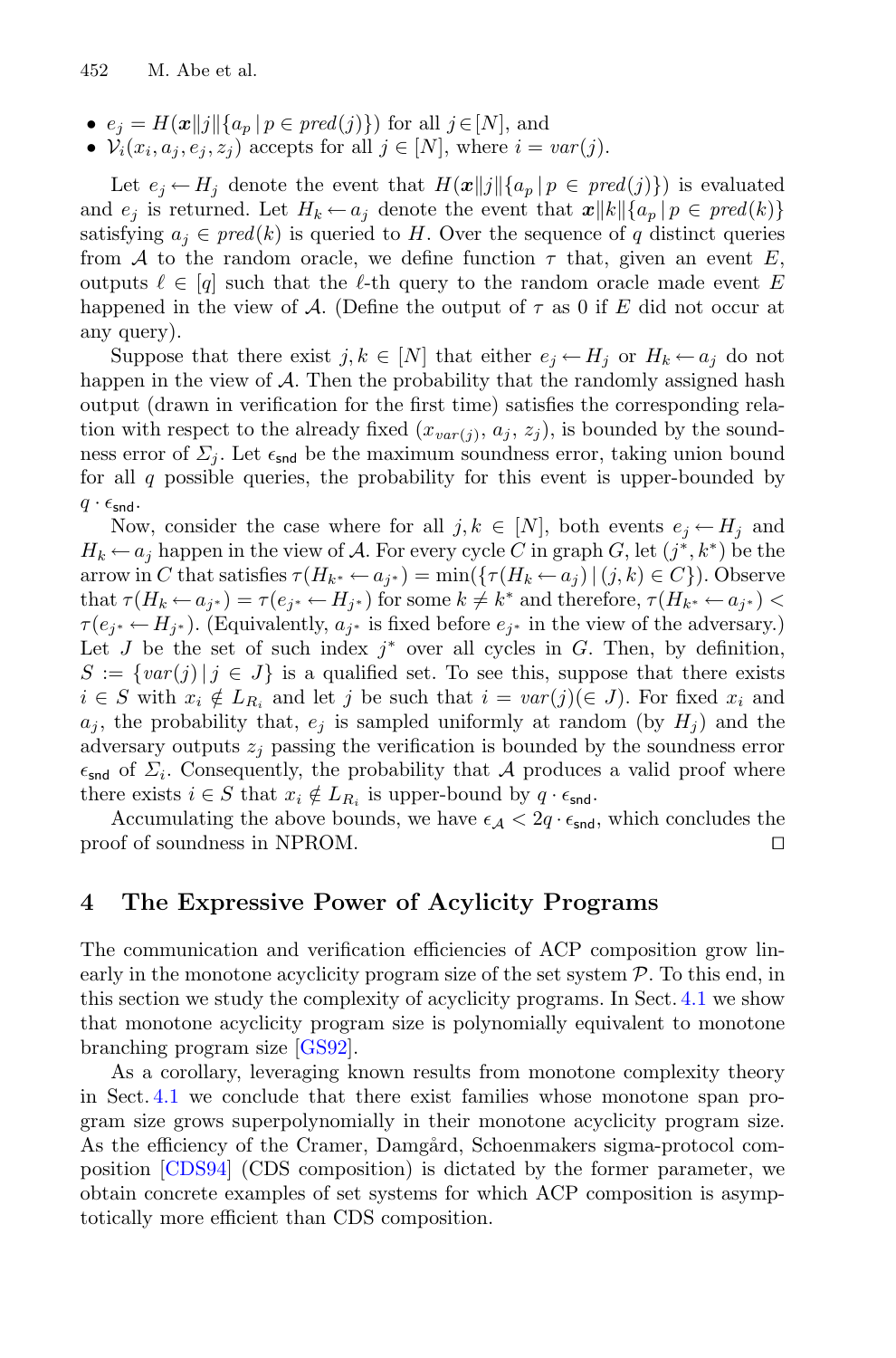- $e_j = H(\boldsymbol{x} \| j \| \{a_p \mid p \in pred(j)\})$ for all $j \in [N]$, and
- $\mathcal{V}_i(x_i, a_j, e_j, z_j)$ accepts for all $j \in [N]$, where $i = var(j)$.

Let $e_j \leftarrow H_j$ denote the event that $H(\boldsymbol{x} \| j \| \{a_p \mid p \in pred(j)\})$ is evaluated and $e_j$ is returned. Let $H_k \leftarrow a_j$ denote the event that $\boldsymbol{x} \| k \| \{a_p \mid p \in pred(k)\}$ satisfying $a_j \in pred(k)$ is queried to $H$. Over the sequence of $q$ distinct queries from $\mathcal{A}$ to the random oracle, we define function $\tau$ that, given an event $E$, outputs $\ell \in [q]$ such that the $\ell$-th query to the random oracle made event $E$ happened in the view of $\mathcal{A}$. (Define the output of $\tau$ as 0 if $E$ did not occur at any query).

Suppose that there exist $j, k \in [N]$ that either $e_j \leftarrow H_j$ or $H_k \leftarrow a_j$ do not happen in the view of $\mathcal{A}$. Then the probability that the randomly assigned hash output (drawn in verification for the first time) satisfies the corresponding relation with respect to the already fixed $(x_{var(j)}, a_j, z_j)$, is bounded by the soundness error of $\Sigma_j$. Let $\epsilon_{\mathsf{snd}}$ be the maximum soundness error, taking union bound for all $q$ possible queries, the probability for this event is upper-bounded by $q \cdot \epsilon_{\mathsf{snd}}$.

Now, consider the case where for all $j, k \in [N]$, both events $e_j \leftarrow H_j$ and $H_k \leftarrow a_j$ happen in the view of $\mathcal{A}$. For every cycle $C$ in graph $G$, let $(j^*, k^*)$ be the arrow in $C$ that satisfies $\tau(H_{k^*} \leftarrow a_{j^*}) = \min(\{\tau(H_k \leftarrow a_j) \mid (j, k) \in C\})$. Observe that $\tau(H_k \leftarrow a_{j^*}) = \tau(e_{j^*} \leftarrow H_{j^*})$ for some $k \neq k^*$ and therefore, $\tau(H_{k^*} \leftarrow a_{j^*}) < \tau(e_{j^*} \leftarrow H_{j^*})$. (Equivalently, $a_{j^*}$ is fixed before $e_{j^*}$ in the view of the adversary.) Let $J$ be the set of such index $j^*$ over all cycles in $G$. Then, by definition, $S := \{var(j) \mid j \in J\}$ is a qualified set. To see this, suppose that there exists $i \in S$ with $x_i \notin L_{R_i}$ and let $j$ be such that $i = var(j) (\in J)$. For fixed $x_i$ and $a_j$, the probability that, $e_j$ is sampled uniformly at random (by $H_j$) and the adversary outputs $z_j$ passing the verification is bounded by the soundness error $\epsilon_{\mathsf{snd}}$ of $\Sigma_i$. Consequently, the probability that $\mathcal{A}$ produces a valid proof where there exists $i \in S$ that $x_i \notin L_{R_i}$ is upper-bound by $q \cdot \epsilon_{\mathsf{snd}}$.

Accumulating the above bounds, we have $\epsilon_{\mathcal{A}} < 2q \cdot \epsilon_{\mathsf{snd}}$, which concludes the proof of soundness in NPROM. □

## 4 The Expressive Power of Acylicity Programs

The communication and verification efficiencies of ACP composition grow linearly in the monotone acyclicity program size of the set system $\mathcal{P}$. To this end, in this section we study the complexity of acyclicity programs. In Sect. 4.1 we show that monotone acyclicity program size is polynomially equivalent to monotone branching program size [GS92].

As a corollary, leveraging known results from monotone complexity theory in Sect. 4.1 we conclude that there exist families whose monotone span program size grows superpolynomially in their monotone acyclicity program size. As the efficiency of the Cramer, Damgård, Schoenmakers sigma-protocol composition [CDS94] (CDS composition) is dictated by the former parameter, we obtain concrete examples of set systems for which ACP composition is asymptotically more efficient than CDS composition.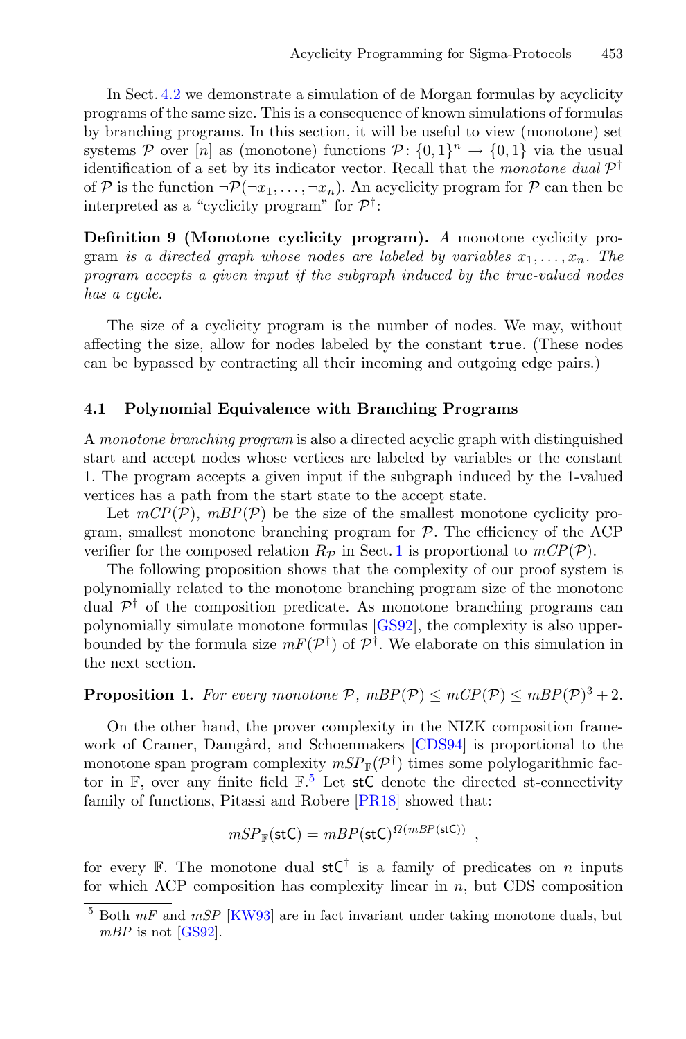In Sect. 4.2 we demonstrate a simulation of de Morgan formulas by acyclicity programs of the same size. This is a consequence of known simulations of formulas by branching programs. In this section, it will be useful to view (monotone) set systems $\mathcal{P}$ over $[n]$ as (monotone) functions $\mathcal{P}\colon \{0,1\}^n \to \{0,1\}$ via the usual identification of a set by its indicator vector. Recall that the *monotone dual* $\mathcal{P}^\dagger$ of $\mathcal{P}$ is the function $\neg\mathcal{P}(\neg x_1, \ldots, \neg x_n)$. An acyclicity program for $\mathcal{P}$ can then be interpreted as a "cyclicity program" for $\mathcal{P}^\dagger$:

**Definition 9 (Monotone cyclicity program).** *A* monotone cyclicity program *is a directed graph whose nodes are labeled by variables $x_1, \ldots, x_n$. The program accepts a given input if the subgraph induced by the true-valued nodes has a cycle.*

The size of a cyclicity program is the number of nodes. We may, without affecting the size, allow for nodes labeled by the constant `true`. (These nodes can be bypassed by contracting all their incoming and outgoing edge pairs.)

### 4.1 Polynomial Equivalence with Branching Programs

A *monotone branching program* is also a directed acyclic graph with distinguished start and accept nodes whose vertices are labeled by variables or the constant 1. The program accepts a given input if the subgraph induced by the 1-valued vertices has a path from the start state to the accept state.

Let $mCP(\mathcal{P})$, $mBP(\mathcal{P})$ be the size of the smallest monotone cyclicity program, smallest monotone branching program for $\mathcal{P}$. The efficiency of the ACP verifier for the composed relation $R_\mathcal{P}$ in Sect. 1 is proportional to $mCP(\mathcal{P})$.

The following proposition shows that the complexity of our proof system is polynomially related to the monotone branching program size of the monotone dual $\mathcal{P}^\dagger$ of the composition predicate. As monotone branching programs can polynomially simulate monotone formulas [GS92], the complexity is also upper-bounded by the formula size $mF(\mathcal{P}^\dagger)$ of $\mathcal{P}^\dagger$. We elaborate on this simulation in the next section.

**Proposition 1.** *For every monotone $\mathcal{P}$, $mBP(\mathcal{P}) \leq mCP(\mathcal{P}) \leq mBP(\mathcal{P})^3 + 2$.*

On the other hand, the prover complexity in the NIZK composition framework of Cramer, Damgård, and Schoenmakers [CDS94] is proportional to the monotone span program complexity $mSP_\mathbb{F}(\mathcal{P}^\dagger)$ times some polylogarithmic factor in $\mathbb{F}$, over any finite field $\mathbb{F}$.[5] Let $\mathsf{stC}$ denote the directed st-connectivity family of functions, Pitassi and Robere [PR18] showed that:

$$mSP_\mathbb{F}(\mathsf{stC}) = mBP(\mathsf{stC})^{\Omega(mBP(\mathsf{stC}))} \ ,$$

for every $\mathbb{F}$. The monotone dual $\mathsf{stC}^\dagger$ is a family of predicates on $n$ inputs for which ACP composition has complexity linear in $n$, but CDS composition

[5] Both $mF$ and $mSP$ [KW93] are in fact invariant under taking monotone duals, but $mBP$ is not [GS92].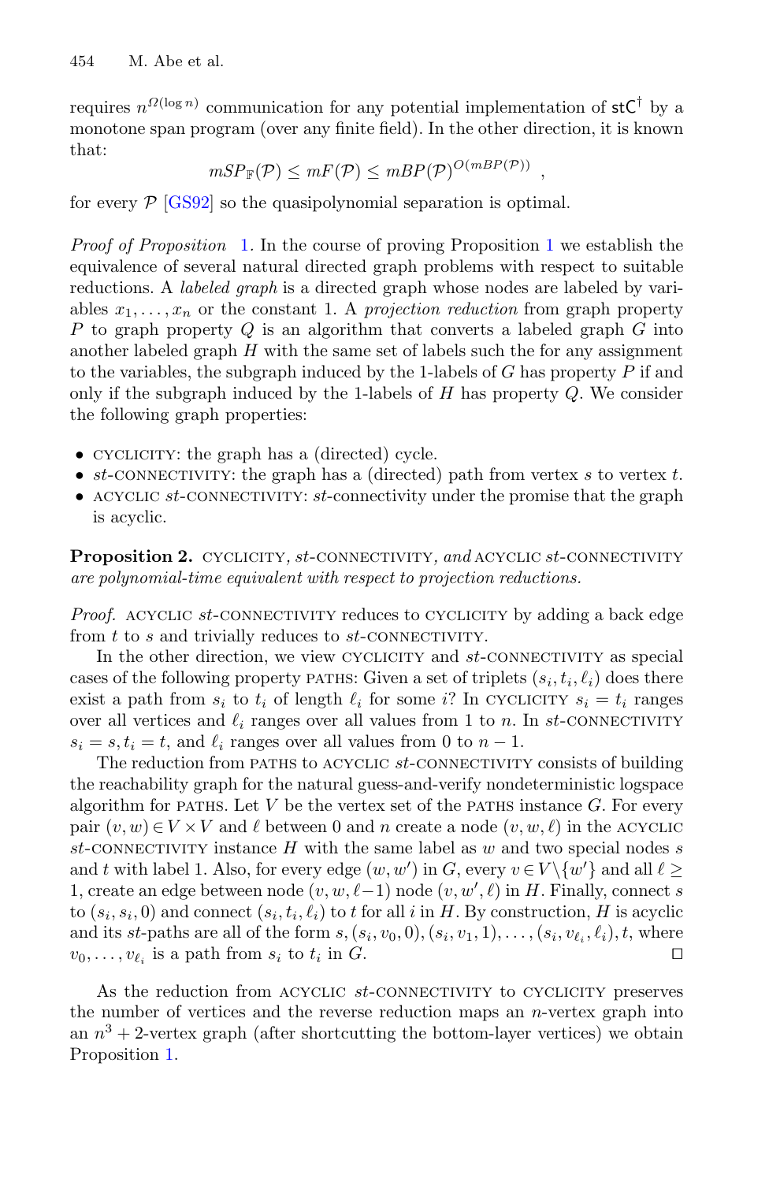requires $n^{\Omega(\log n)}$ communication for any potential implementation of $\mathsf{stC}^{\dagger}$ by a monotone span program (over any finite field). In the other direction, it is known that:

$$mSP_{\mathbb{F}}(\mathcal{P}) \leq mF(\mathcal{P}) \leq mBP(\mathcal{P})^{O(mBP(\mathcal{P}))} ,$$

for every $\mathcal{P}$ [GS92] so the quasipolynomial separation is optimal.

*Proof of Proposition* 1. In the course of proving Proposition 1 we establish the equivalence of several natural directed graph problems with respect to suitable reductions. A *labeled graph* is a directed graph whose nodes are labeled by variables $x_1, \ldots, x_n$ or the constant 1. A *projection reduction* from graph property $P$ to graph property $Q$ is an algorithm that converts a labeled graph $G$ into another labeled graph $H$ with the same set of labels such the for any assignment to the variables, the subgraph induced by the 1-labels of $G$ has property $P$ if and only if the subgraph induced by the 1-labels of $H$ has property $Q$. We consider the following graph properties:

- CYCLICITY: the graph has a (directed) cycle.
- $st$-CONNECTIVITY: the graph has a (directed) path from vertex $s$ to vertex $t$.
- ACYCLIC $st$-CONNECTIVITY: $st$-connectivity under the promise that the graph is acyclic.

**Proposition 2.** *CYCLICITY, $st$-CONNECTIVITY, and ACYCLIC $st$-CONNECTIVITY are polynomial-time equivalent with respect to projection reductions.*

*Proof.* ACYCLIC $st$-CONNECTIVITY reduces to CYCLICITY by adding a back edge from $t$ to $s$ and trivially reduces to $st$-CONNECTIVITY.

In the other direction, we view CYCLICITY and $st$-CONNECTIVITY as special cases of the following property PATHS: Given a set of triplets $(s_i, t_i, \ell_i)$ does there exist a path from $s_i$ to $t_i$ of length $\ell_i$ for some $i$? In CYCLICITY $s_i = t_i$ ranges over all vertices and $\ell_i$ ranges over all values from 1 to $n$. In $st$-CONNECTIVITY $s_i = s, t_i = t$, and $\ell_i$ ranges over all values from 0 to $n - 1$.

The reduction from PATHS to ACYCLIC $st$-CONNECTIVITY consists of building the reachability graph for the natural guess-and-verify nondeterministic logspace algorithm for PATHS. Let $V$ be the vertex set of the PATHS instance $G$. For every pair $(v, w) \in V \times V$ and $\ell$ between 0 and $n$ create a node $(v, w, \ell)$ in the ACYCLIC $st$-CONNECTIVITY instance $H$ with the same label as $w$ and two special nodes $s$ and $t$ with label 1. Also, for every edge $(w, w')$ in $G$, every $v \in V \backslash \{w'\}$ and all $\ell \geq 1$, create an edge between node $(v, w, \ell - 1)$ node $(v, w', \ell)$ in $H$. Finally, connect $s$ to $(s_i, s_i, 0)$ and connect $(s_i, t_i, \ell_i)$ to $t$ for all $i$ in $H$. By construction, $H$ is acyclic and its $st$-paths are all of the form $s, (s_i, v_0, 0), (s_i, v_1, 1), \ldots, (s_i, v_{\ell_i}, \ell_i), t$, where $v_0, \ldots, v_{\ell_i}$ is a path from $s_i$ to $t_i$ in $G$. ◻

As the reduction from ACYCLIC $st$-CONNECTIVITY to CYCLICITY preserves the number of vertices and the reverse reduction maps an $n$-vertex graph into an $n^3 + 2$-vertex graph (after shortcutting the bottom-layer vertices) we obtain Proposition 1.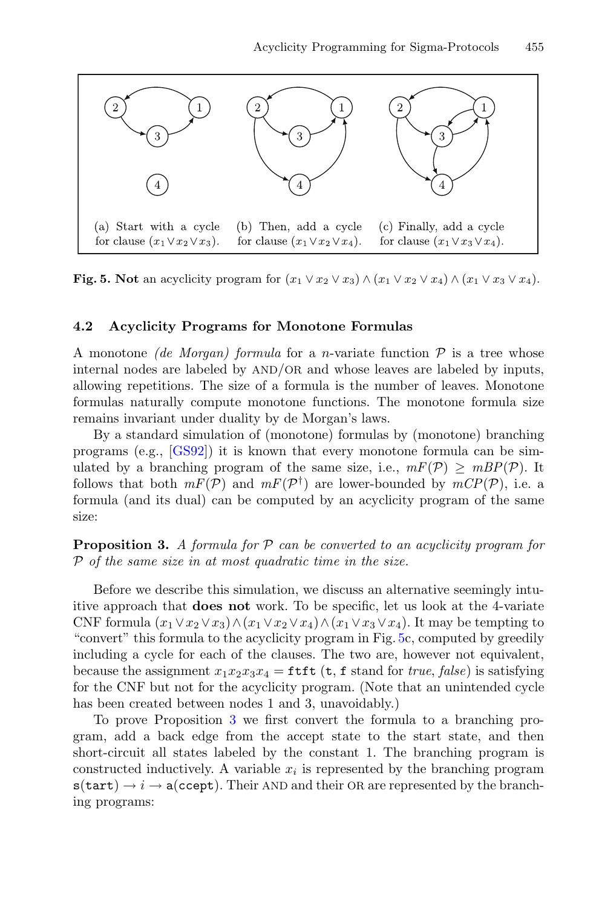(a) Start with a cycle for clause $(x_1 \vee x_2 \vee x_3)$.

(b) Then, add a cycle for clause $(x_1 \vee x_2 \vee x_4)$.

(c) Finally, add a cycle for clause $(x_1 \vee x_3 \vee x_4)$.

**Fig. 5. Not** an acyclicity program for $(x_1 \vee x_2 \vee x_3) \wedge (x_1 \vee x_2 \vee x_4) \wedge (x_1 \vee x_3 \vee x_4)$.

### 4.2 Acyclicity Programs for Monotone Formulas

A monotone *(de Morgan) formula* for a $n$-variate function $\mathcal{P}$ is a tree whose internal nodes are labeled by AND/OR and whose leaves are labeled by inputs, allowing repetitions. The size of a formula is the number of leaves. Monotone formulas naturally compute monotone functions. The monotone formula size remains invariant under duality by de Morgan's laws.

By a standard simulation of (monotone) formulas by (monotone) branching programs (e.g., [GS92]) it is known that every monotone formula can be simulated by a branching program of the same size, i.e., $mF(\mathcal{P}) \geq mBP(\mathcal{P})$. It follows that both $mF(\mathcal{P})$ and $mF(\mathcal{P}^\dagger)$ are lower-bounded by $mCP(\mathcal{P})$, i.e. a formula (and its dual) can be computed by an acyclicity program of the same size:

**Proposition 3.** *A formula for $\mathcal{P}$ can be converted to an acyclicity program for $\mathcal{P}$ of the same size in at most quadratic time in the size.*

Before we describe this simulation, we discuss an alternative seemingly intuitive approach that **does not** work. To be specific, let us look at the 4-variate CNF formula $(x_1 \vee x_2 \vee x_3) \wedge (x_1 \vee x_2 \vee x_4) \wedge (x_1 \vee x_3 \vee x_4)$. It may be tempting to "convert" this formula to the acyclicity program in Fig. 5c, computed by greedily including a cycle for each of the clauses. The two are, however not equivalent, because the assignment $x_1x_2x_3x_4 =$ `ftft` (`t`, `f` stand for *true*, *false*) is satisfying for the CNF but not for the acyclicity program. (Note that an unintended cycle has been created between nodes 1 and 3, unavoidably.)

To prove Proposition 3 we first convert the formula to a branching program, add a back edge from the accept state to the start state, and then short-circuit all states labeled by the constant 1. The branching program is constructed inductively. A variable $x_i$ is represented by the branching program $\mathtt{s(tart)} \rightarrow i \rightarrow \mathtt{a(ccept)}$. Their AND and their OR are represented by the branching programs: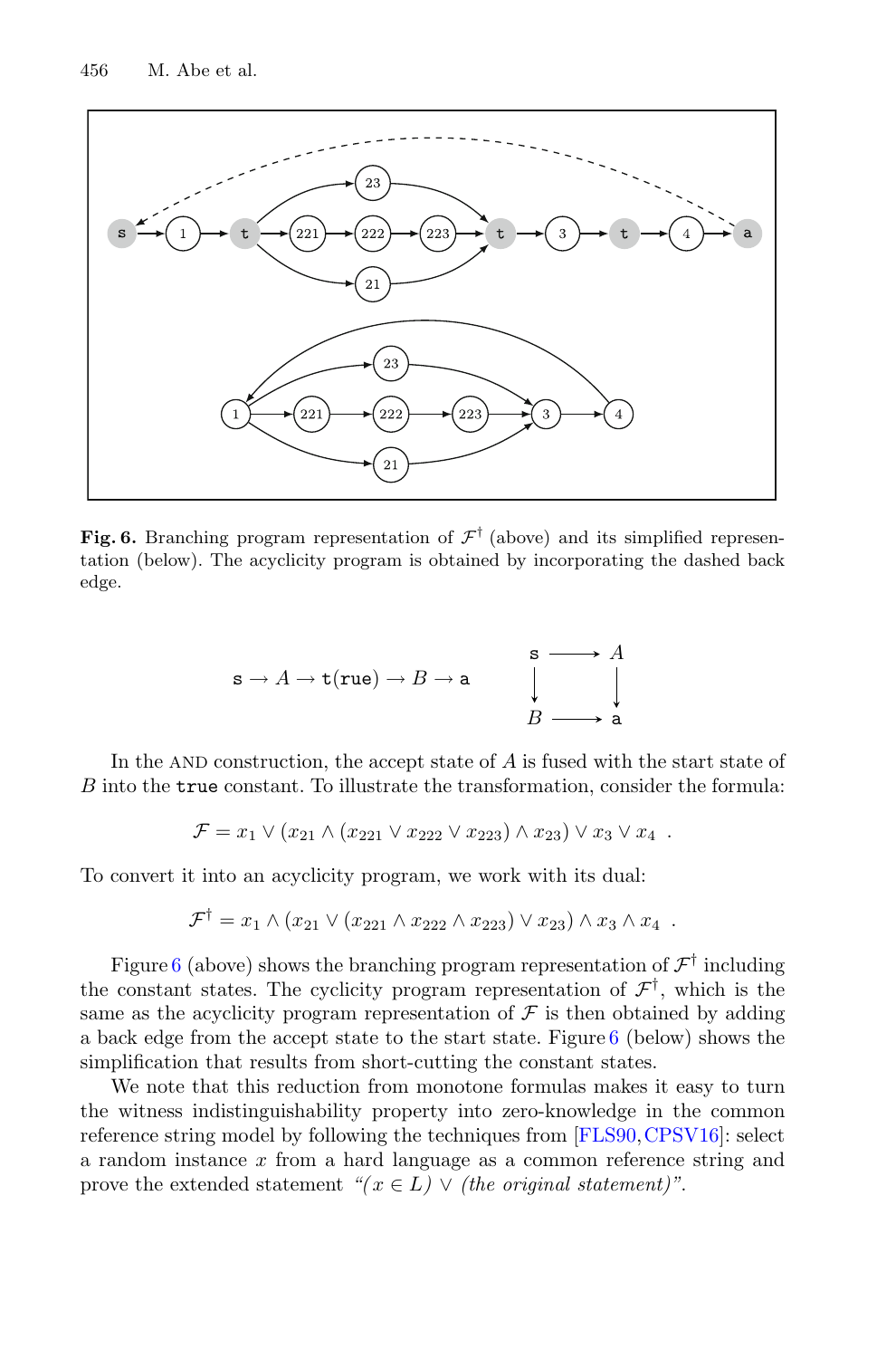**Fig. 6.** Branching program representation of $\mathcal{F}^\dagger$ (above) and its simplified representation (below). The acyclicity program is obtained by incorporating the dashed back edge.

$$\mathtt{s} \to A \to \mathtt{t(rue)} \to B \to \mathtt{a} \qquad \begin{array}{ccc} \mathtt{s} & \longrightarrow & A \\ \downarrow & & \downarrow \\ B & \longrightarrow & \mathtt{a} \end{array}$$

In the AND construction, the accept state of $A$ is fused with the start state of $B$ into the `true` constant. To illustrate the transformation, consider the formula:

$$\mathcal{F} = x_1 \vee (x_{21} \wedge (x_{221} \vee x_{222} \vee x_{223}) \wedge x_{23}) \vee x_3 \vee x_4 \ \ .$$

To convert it into an acyclicity program, we work with its dual:

$$\mathcal{F}^\dagger = x_1 \wedge (x_{21} \vee (x_{221} \wedge x_{222} \wedge x_{223}) \vee x_{23}) \wedge x_3 \wedge x_4 \ \ .$$

Figure 6 (above) shows the branching program representation of $\mathcal{F}^\dagger$ including the constant states. The cyclicity program representation of $\mathcal{F}^\dagger$, which is the same as the acyclicity program representation of $\mathcal{F}$ is then obtained by adding a back edge from the accept state to the start state. Figure 6 (below) shows the simplification that results from short-cutting the constant states.

We note that this reduction from monotone formulas makes it easy to turn the witness indistinguishability property into zero-knowledge in the common reference string model by following the techniques from [FLS90, CPSV16]: select a random instance $x$ from a hard language as a common reference string and prove the extended statement *"($x \in L$) $\vee$ (the original statement)"*.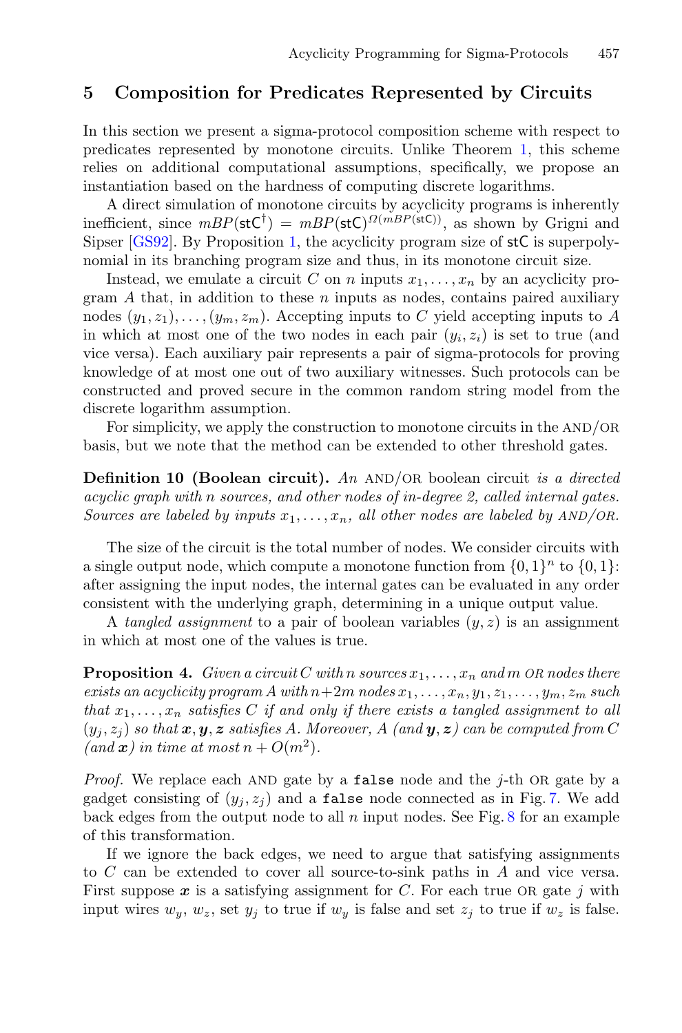## 5 Composition for Predicates Represented by Circuits

In this section we present a sigma-protocol composition scheme with respect to predicates represented by monotone circuits. Unlike Theorem 1, this scheme relies on additional computational assumptions, specifically, we propose an instantiation based on the hardness of computing discrete logarithms.

A direct simulation of monotone circuits by acyclicity programs is inherently inefficient, since $mBP(\mathsf{stC}^{\dagger}) = mBP(\mathsf{stC})^{\Omega(mBP(\mathsf{stC}))}$, as shown by Grigni and Sipser [GS92]. By Proposition 1, the acyclicity program size of $\mathsf{stC}$ is superpolynomial in its branching program size and thus, in its monotone circuit size.

Instead, we emulate a circuit $C$ on $n$ inputs $x_1, \ldots, x_n$ by an acyclicity program $A$ that, in addition to these $n$ inputs as nodes, contains paired auxiliary nodes $(y_1, z_1), \ldots, (y_m, z_m)$. Accepting inputs to $C$ yield accepting inputs to $A$ in which at most one of the two nodes in each pair $(y_i, z_i)$ is set to true (and vice versa). Each auxiliary pair represents a pair of sigma-protocols for proving knowledge of at most one out of two auxiliary witnesses. Such protocols can be constructed and proved secure in the common random string model from the discrete logarithm assumption.

For simplicity, we apply the construction to monotone circuits in the AND/OR basis, but we note that the method can be extended to other threshold gates.

**Definition 10 (Boolean circuit).** *An* AND/OR *boolean circuit is a directed acyclic graph with $n$ sources, and other nodes of in-degree 2, called internal gates. Sources are labeled by inputs $x_1, \ldots, x_n$, all other nodes are labeled by AND/OR.*

The size of the circuit is the total number of nodes. We consider circuits with a single output node, which compute a monotone function from $\{0,1\}^n$ to $\{0,1\}$: after assigning the input nodes, the internal gates can be evaluated in any order consistent with the underlying graph, determining in a unique output value.

A *tangled assignment* to a pair of boolean variables $(y, z)$ is an assignment in which at most one of the values is true.

**Proposition 4.** *Given a circuit $C$ with $n$ sources $x_1, \ldots, x_n$ and $m$ OR nodes there exists an acyclicity program $A$ with $n+2m$ nodes $x_1, \ldots, x_n, y_1, z_1, \ldots, y_m, z_m$ such that $x_1, \ldots, x_n$ satisfies $C$ if and only if there exists a tangled assignment to all $(y_j, z_j)$ so that $\boldsymbol{x}, \boldsymbol{y}, \boldsymbol{z}$ satisfies $A$. Moreover, $A$ (and $\boldsymbol{y}, \boldsymbol{z}$) can be computed from $C$ (and $\boldsymbol{x}$) in time at most $n + O(m^2)$.*

*Proof.* We replace each AND gate by a `false` node and the $j$-th OR gate by a gadget consisting of $(y_j, z_j)$ and a `false` node connected as in Fig. 7. We add back edges from the output node to all $n$ input nodes. See Fig. 8 for an example of this transformation.

If we ignore the back edges, we need to argue that satisfying assignments to $C$ can be extended to cover all source-to-sink paths in $A$ and vice versa. First suppose $\boldsymbol{x}$ is a satisfying assignment for $C$. For each true OR gate $j$ with input wires $w_y$, $w_z$, set $y_j$ to true if $w_y$ is false and set $z_j$ to true if $w_z$ is false.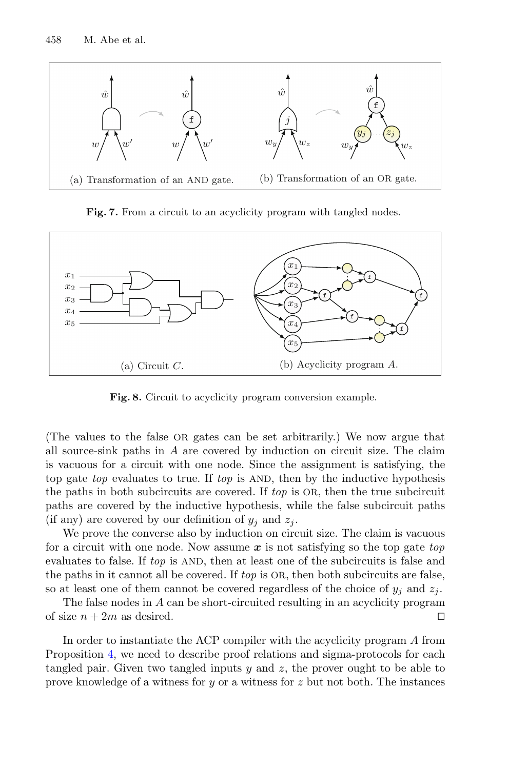(a) Transformation of an AND gate. (b) Transformation of an OR gate.

**Fig. 7.** From a circuit to an acyclicity program with tangled nodes.

(a) Circuit $C$. (b) Acyclicity program $A$.

**Fig. 8.** Circuit to acyclicity program conversion example.

(The values to the false OR gates can be set arbitrarily.) We now argue that all source-sink paths in $A$ are covered by induction on circuit size. The claim is vacuous for a circuit with one node. Since the assignment is satisfying, the top gate *top* evaluates to true. If *top* is AND, then by the inductive hypothesis the paths in both subcircuits are covered. If *top* is OR, then the true subcircuit paths are covered by the inductive hypothesis, while the false subcircuit paths (if any) are covered by our definition of $y_j$ and $z_j$.

We prove the converse also by induction on circuit size. The claim is vacuous for a circuit with one node. Now assume $\boldsymbol{x}$ is not satisfying so the top gate *top* evaluates to false. If *top* is AND, then at least one of the subcircuits is false and the paths in it cannot all be covered. If *top* is OR, then both subcircuits are false, so at least one of them cannot be covered regardless of the choice of $y_j$ and $z_j$.

The false nodes in $A$ can be short-circuited resulting in an acyclicity program of size $n + 2m$ as desired. ◻

In order to instantiate the ACP compiler with the acyclicity program $A$ from Proposition 4, we need to describe proof relations and sigma-protocols for each tangled pair. Given two tangled inputs $y$ and $z$, the prover ought to be able to prove knowledge of a witness for $y$ or a witness for $z$ but not both. The instances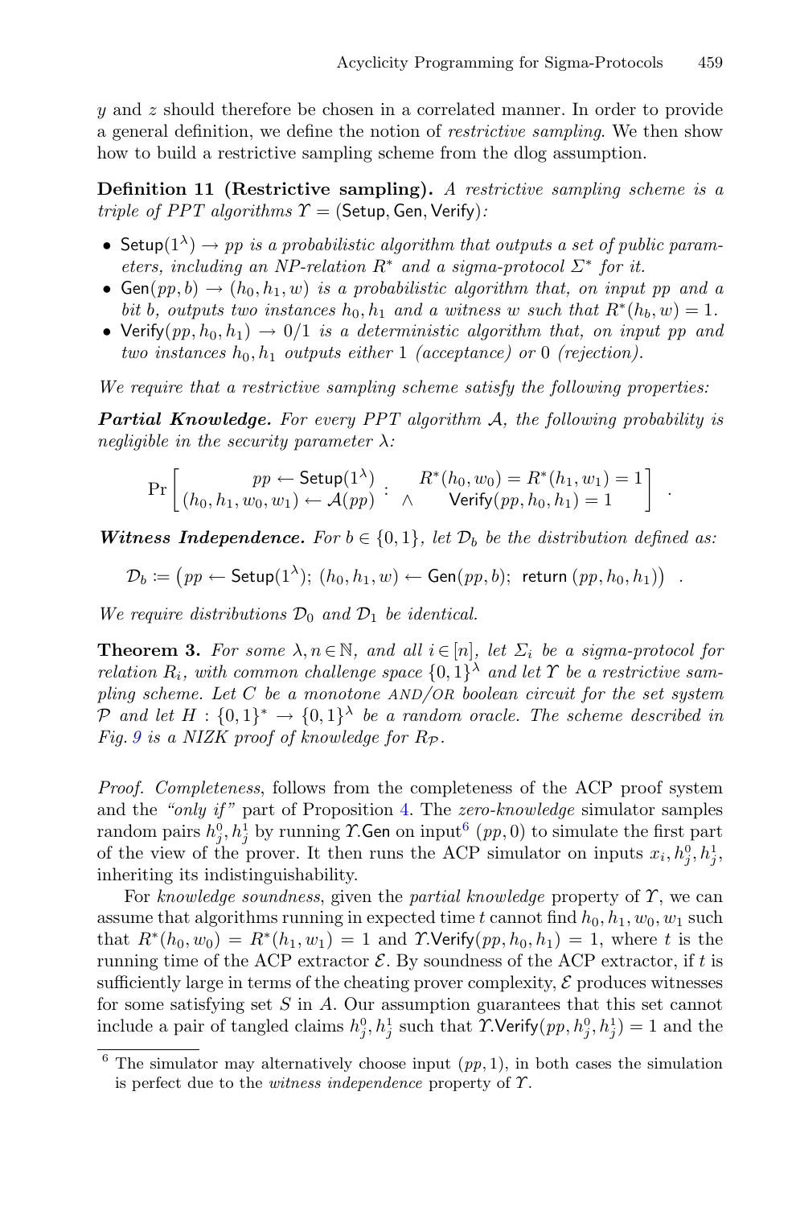$y$ and $z$ should therefore be chosen in a correlated manner. In order to provide a general definition, we define the notion of *restrictive sampling*. We then show how to build a restrictive sampling scheme from the dlog assumption.

**Definition 11 (Restrictive sampling).** *A restrictive sampling scheme is a triple of PPT algorithms $\Upsilon = (\mathsf{Setup}, \mathsf{Gen}, \mathsf{Verify})$:*

- $\mathsf{Setup}(1^\lambda) \to pp$ *is a probabilistic algorithm that outputs a set of public parameters, including an NP-relation $R^*$ and a sigma-protocol $\Sigma^*$ for it.*
- $\mathsf{Gen}(pp, b) \to (h_0, h_1, w)$ *is a probabilistic algorithm that, on input $pp$ and a bit $b$, outputs two instances $h_0, h_1$ and a witness $w$ such that $R^*(h_b, w) = 1$.*
- $\mathsf{Verify}(pp, h_0, h_1) \to 0/1$ *is a deterministic algorithm that, on input $pp$ and two instances $h_0, h_1$ outputs either 1 (acceptance) or 0 (rejection).*

*We require that a restrictive sampling scheme satisfy the following properties:*

***Partial Knowledge.*** *For every PPT algorithm $\mathcal{A}$, the following probability is negligible in the security parameter $\lambda$:*

$$\Pr\left[\begin{array}{c} pp \leftarrow \mathsf{Setup}(1^\lambda) \\ (h_0, h_1, w_0, w_1) \leftarrow \mathcal{A}(pp) \end{array} : \begin{array}{c} R^*(h_0, w_0) = R^*(h_1, w_1) = 1 \\ \wedge \quad \mathsf{Verify}(pp, h_0, h_1) = 1 \end{array}\right] .$$

***Witness Independence.*** *For $b \in \{0,1\}$, let $\mathcal{D}_b$ be the distribution defined as:*

$$\mathcal{D}_b := \big(pp \leftarrow \mathsf{Setup}(1^\lambda);\ (h_0, h_1, w) \leftarrow \mathsf{Gen}(pp, b);\ \mathsf{return}\ (pp, h_0, h_1)\big) .$$

*We require distributions $\mathcal{D}_0$ and $\mathcal{D}_1$ be identical.*

**Theorem 3.** *For some $\lambda, n \in \mathbb{N}$, and all $i \in [n]$, let $\Sigma_i$ be a sigma-protocol for relation $R_i$, with common challenge space $\{0,1\}^\lambda$ and let $\Upsilon$ be a restrictive sampling scheme. Let $C$ be a monotone AND/OR boolean circuit for the set system $\mathcal{P}$ and let $H : \{0,1\}^* \to \{0,1\}^\lambda$ be a random oracle. The scheme described in Fig. 9 is a NIZK proof of knowledge for $R_\mathcal{P}$.*

*Proof. Completeness*, follows from the completeness of the ACP proof system and the *"only if"* part of Proposition 4. The *zero-knowledge* simulator samples random pairs $h_j^0, h_j^1$ by running $\Upsilon.\mathsf{Gen}$ on input[6] $(pp, 0)$ to simulate the first part of the view of the prover. It then runs the ACP simulator on inputs $x_i, h_j^0, h_j^1$, inheriting its indistinguishability.

For *knowledge soundness*, given the *partial knowledge* property of $\Upsilon$, we can assume that algorithms running in expected time $t$ cannot find $h_0, h_1, w_0, w_1$ such that $R^*(h_0, w_0) = R^*(h_1, w_1) = 1$ and $\Upsilon.\mathsf{Verify}(pp, h_0, h_1) = 1$, where $t$ is the running time of the ACP extractor $\mathcal{E}$. By soundness of the ACP extractor, if $t$ is sufficiently large in terms of the cheating prover complexity, $\mathcal{E}$ produces witnesses for some satisfying set $S$ in $A$. Our assumption guarantees that this set cannot include a pair of tangled claims $h_j^0, h_j^1$ such that $\Upsilon.\mathsf{Verify}(pp, h_j^0, h_j^1) = 1$ and the

[6] The simulator may alternatively choose input $(pp, 1)$, in both cases the simulation is perfect due to the *witness independence* property of $\Upsilon$.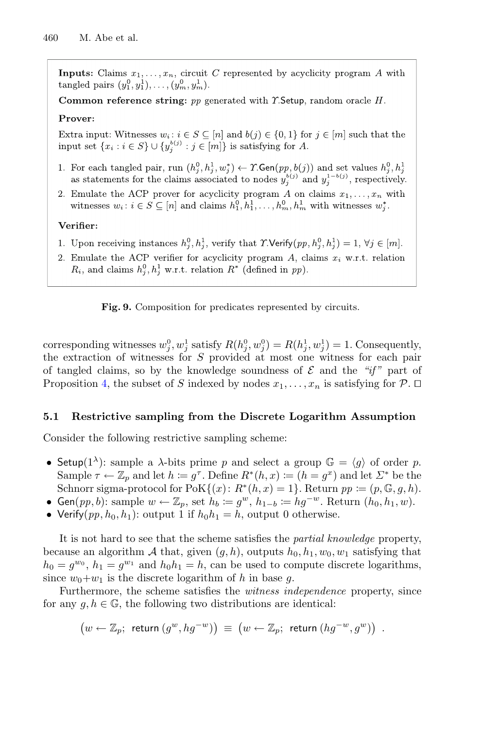**Inputs:** Claims $x_1, \ldots, x_n$, circuit $C$ represented by acyclicity program $A$ with tangled pairs $(y_1^0, y_1^1), \ldots, (y_m^0, y_m^1)$.

**Common reference string:** $pp$ generated with $\Upsilon.\mathsf{Setup}$, random oracle $H$.

**Prover:**

Extra input: Witnesses $w_i : i \in S \subseteq [n]$ and $b(j) \in \{0, 1\}$ for $j \in [m]$ such that the input set $\{x_i : i \in S\} \cup \{y_j^{b(j)} : j \in [m]\}$ is satisfying for $A$.

1. For each tangled pair, run $(h_j^0, h_j^1, w_j^*) \leftarrow \Upsilon.\mathsf{Gen}(pp, b(j))$ and set values $h_j^0, h_j^1$ as statements for the claims associated to nodes $y_j^{b(j)}$ and $y_j^{1-b(j)}$, respectively.
2. Emulate the ACP prover for acyclicity program $A$ on claims $x_1, \ldots, x_n$ with witnesses $w_i : i \in S \subseteq [n]$ and claims $h_1^0, h_1^1, \ldots, h_m^0, h_m^1$ with witnesses $w_j^*$.

**Verifier:**

1. Upon receiving instances $h_j^0, h_j^1$, verify that $\Upsilon.\mathsf{Verify}(pp, h_j^0, h_j^1) = 1, \forall j \in [m]$.
2. Emulate the ACP verifier for acyclicity program $A$, claims $x_i$ w.r.t. relation $R_i$, and claims $h_j^0, h_j^1$ w.r.t. relation $R^*$ (defined in $pp$).

**Fig. 9.** Composition for predicates represented by circuits.

corresponding witnesses $w_j^0, w_j^1$ satisfy $R(h_j^0, w_j^0) = R(h_j^1, w_j^1) = 1$. Consequently, the extraction of witnesses for $S$ provided at most one witness for each pair of tangled claims, so by the knowledge soundness of $\mathcal{E}$ and the *"if"* part of Proposition 4, the subset of $S$ indexed by nodes $x_1, \ldots, x_n$ is satisfying for $\mathcal{P}$. $\square$

### 5.1 Restrictive sampling from the Discrete Logarithm Assumption

Consider the following restrictive sampling scheme:

- $\mathsf{Setup}(1^\lambda)$: sample a $\lambda$-bits prime $p$ and select a group $\mathbb{G} = \langle g \rangle$ of order $p$. Sample $\tau \leftarrow \mathbb{Z}_p$ and let $h := g^\tau$. Define $R^*(h, x) := (h = g^x)$ and let $\Sigma^*$ be the Schnorr sigma-protocol for $\mathrm{PoK}\{(x) : R^*(h, x) = 1\}$. Return $pp := (p, \mathbb{G}, g, h)$.
- $\mathsf{Gen}(pp, b)$: sample $w \leftarrow \mathbb{Z}_p$, set $h_b := g^w$, $h_{1-b} := hg^{-w}$. Return $(h_0, h_1, w)$.
- $\mathsf{Verify}(pp, h_0, h_1)$: output 1 if $h_0 h_1 = h$, output 0 otherwise.

It is not hard to see that the scheme satisfies the *partial knowledge* property, because an algorithm $\mathcal{A}$ that, given $(g, h)$, outputs $h_0, h_1, w_0, w_1$ satisfying that $h_0 = g^{w_0}$, $h_1 = g^{w_1}$ and $h_0 h_1 = h$, can be used to compute discrete logarithms, since $w_0 + w_1$ is the discrete logarithm of $h$ in base $g$.

Furthermore, the scheme satisfies the *witness independence* property, since for any $g, h \in \mathbb{G}$, the following two distributions are identical:

$$\left(w \leftarrow \mathbb{Z}_p;\ \mathsf{return}\ (g^w, hg^{-w})\right) \equiv \left(w \leftarrow \mathbb{Z}_p;\ \mathsf{return}\ (hg^{-w}, g^w)\right) .$$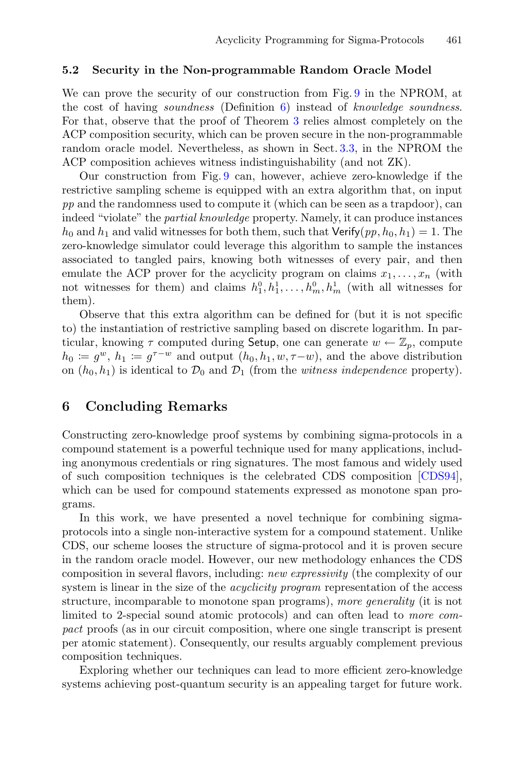### 5.2 Security in the Non-programmable Random Oracle Model

We can prove the security of our construction from Fig. 9 in the NPROM, at the cost of having *soundness* (Definition 6) instead of *knowledge soundness*. For that, observe that the proof of Theorem 3 relies almost completely on the ACP composition security, which can be proven secure in the non-programmable random oracle model. Nevertheless, as shown in Sect. 3.3, in the NPROM the ACP composition achieves witness indistinguishability (and not ZK).

Our construction from Fig. 9 can, however, achieve zero-knowledge if the restrictive sampling scheme is equipped with an extra algorithm that, on input $pp$ and the randomness used to compute it (which can be seen as a trapdoor), can indeed "violate" the *partial knowledge* property. Namely, it can produce instances $h_0$ and $h_1$ and valid witnesses for both them, such that $\mathsf{Verify}(pp, h_0, h_1) = 1$. The zero-knowledge simulator could leverage this algorithm to sample the instances associated to tangled pairs, knowing both witnesses of every pair, and then emulate the ACP prover for the acyclicity program on claims $x_1, \ldots, x_n$ (with not witnesses for them) and claims $h_1^0, h_1^1, \ldots, h_m^0, h_m^1$ (with all witnesses for them).

Observe that this extra algorithm can be defined for (but it is not specific to) the instantiation of restrictive sampling based on discrete logarithm. In particular, knowing $\tau$ computed during $\mathsf{Setup}$, one can generate $w \leftarrow \mathbb{Z}_p$, compute $h_0 := g^w$, $h_1 := g^{\tau - w}$ and output $(h_0, h_1, w, \tau - w)$, and the above distribution on $(h_0, h_1)$ is identical to $\mathcal{D}_0$ and $\mathcal{D}_1$ (from the *witness independence* property).

## 6 Concluding Remarks

Constructing zero-knowledge proof systems by combining sigma-protocols in a compound statement is a powerful technique used for many applications, including anonymous credentials or ring signatures. The most famous and widely used of such composition techniques is the celebrated CDS composition [CDS94], which can be used for compound statements expressed as monotone span programs.

In this work, we have presented a novel technique for combining sigma-protocols into a single non-interactive system for a compound statement. Unlike CDS, our scheme looses the structure of sigma-protocol and it is proven secure in the random oracle model. However, our new methodology enhances the CDS composition in several flavors, including: *new expressivity* (the complexity of our system is linear in the size of the *acyclicity program* representation of the access structure, incomparable to monotone span programs), *more generality* (it is not limited to 2-special sound atomic protocols) and can often lead to *more compact* proofs (as in our circuit composition, where one single transcript is present per atomic statement). Consequently, our results arguably complement previous composition techniques.

Exploring whether our techniques can lead to more efficient zero-knowledge systems achieving post-quantum security is an appealing target for future work.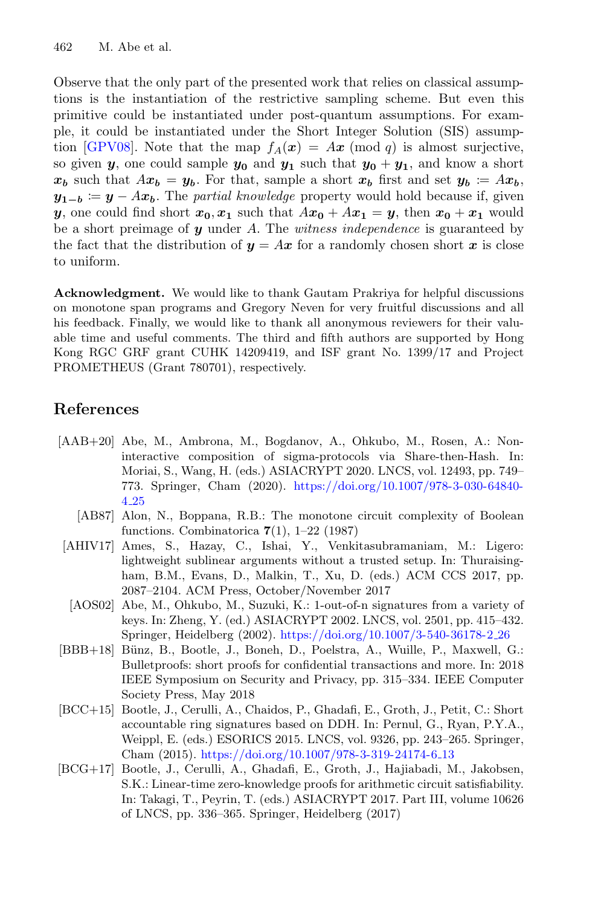Observe that the only part of the presented work that relies on classical assumptions is the instantiation of the restrictive sampling scheme. But even this primitive could be instantiated under post-quantum assumptions. For example, it could be instantiated under the Short Integer Solution (SIS) assumption [GPV08]. Note that the map $f_A(\boldsymbol{x}) = A\boldsymbol{x} \pmod q$ is almost surjective, so given $\boldsymbol{y}$, one could sample $\boldsymbol{y_0}$ and $\boldsymbol{y_1}$ such that $\boldsymbol{y_0} + \boldsymbol{y_1}$, and know a short $\boldsymbol{x_b}$ such that $A\boldsymbol{x_b} = \boldsymbol{y_b}$. For that, sample a short $\boldsymbol{x_b}$ first and set $\boldsymbol{y_b} := A\boldsymbol{x_b}$, $\boldsymbol{y_{1-b}} := \boldsymbol{y} - A\boldsymbol{x_b}$. The *partial knowledge* property would hold because if, given $\boldsymbol{y}$, one could find short $\boldsymbol{x_0}, \boldsymbol{x_1}$ such that $A\boldsymbol{x_0} + A\boldsymbol{x_1} = \boldsymbol{y}$, then $\boldsymbol{x_0} + \boldsymbol{x_1}$ would be a short preimage of $\boldsymbol{y}$ under $A$. The *witness independence* is guaranteed by the fact that the distribution of $\boldsymbol{y} = A\boldsymbol{x}$ for a randomly chosen short $\boldsymbol{x}$ is close to uniform.

**Acknowledgment.** We would like to thank Gautam Prakriya for helpful discussions on monotone span programs and Gregory Neven for very fruitful discussions and all his feedback. Finally, we would like to thank all anonymous reviewers for their valuable time and useful comments. The third and fifth authors are supported by Hong Kong RGC GRF grant CUHK 14209419, and ISF grant No. 1399/17 and Project PROMETHEUS (Grant 780701), respectively.

## References

[AAB+20] Abe, M., Ambrona, M., Bogdanov, A., Ohkubo, M., Rosen, A.: Non-interactive composition of sigma-protocols via Share-then-Hash. In: Moriai, S., Wang, H. (eds.) ASIACRYPT 2020. LNCS, vol. 12493, pp. 749–773. Springer, Cham (2020). https://doi.org/10.1007/978-3-030-64840-4_25

[AB87] Alon, N., Boppana, R.B.: The monotone circuit complexity of Boolean functions. Combinatorica **7**(1), 1–22 (1987)

[AHIV17] Ames, S., Hazay, C., Ishai, Y., Venkitasubramaniam, M.: Ligero: lightweight sublinear arguments without a trusted setup. In: Thuraisingham, B.M., Evans, D., Malkin, T., Xu, D. (eds.) ACM CCS 2017, pp. 2087–2104. ACM Press, October/November 2017

[AOS02] Abe, M., Ohkubo, M., Suzuki, K.: 1-out-of-n signatures from a variety of keys. In: Zheng, Y. (ed.) ASIACRYPT 2002. LNCS, vol. 2501, pp. 415–432. Springer, Heidelberg (2002). https://doi.org/10.1007/3-540-36178-2_26

[BBB+18] Bünz, B., Bootle, J., Boneh, D., Poelstra, A., Wuille, P., Maxwell, G.: Bulletproofs: short proofs for confidential transactions and more. In: 2018 IEEE Symposium on Security and Privacy, pp. 315–334. IEEE Computer Society Press, May 2018

[BCC+15] Bootle, J., Cerulli, A., Chaidos, P., Ghadafi, E., Groth, J., Petit, C.: Short accountable ring signatures based on DDH. In: Pernul, G., Ryan, P.Y.A., Weippl, E. (eds.) ESORICS 2015. LNCS, vol. 9326, pp. 243–265. Springer, Cham (2015). https://doi.org/10.1007/978-3-319-24174-6_13

[BCG+17] Bootle, J., Cerulli, A., Ghadafi, E., Groth, J., Hajiabadi, M., Jakobsen, S.K.: Linear-time zero-knowledge proofs for arithmetic circuit satisfiability. In: Takagi, T., Peyrin, T. (eds.) ASIACRYPT 2017. Part III, volume 10626 of LNCS, pp. 336–365. Springer, Heidelberg (2017)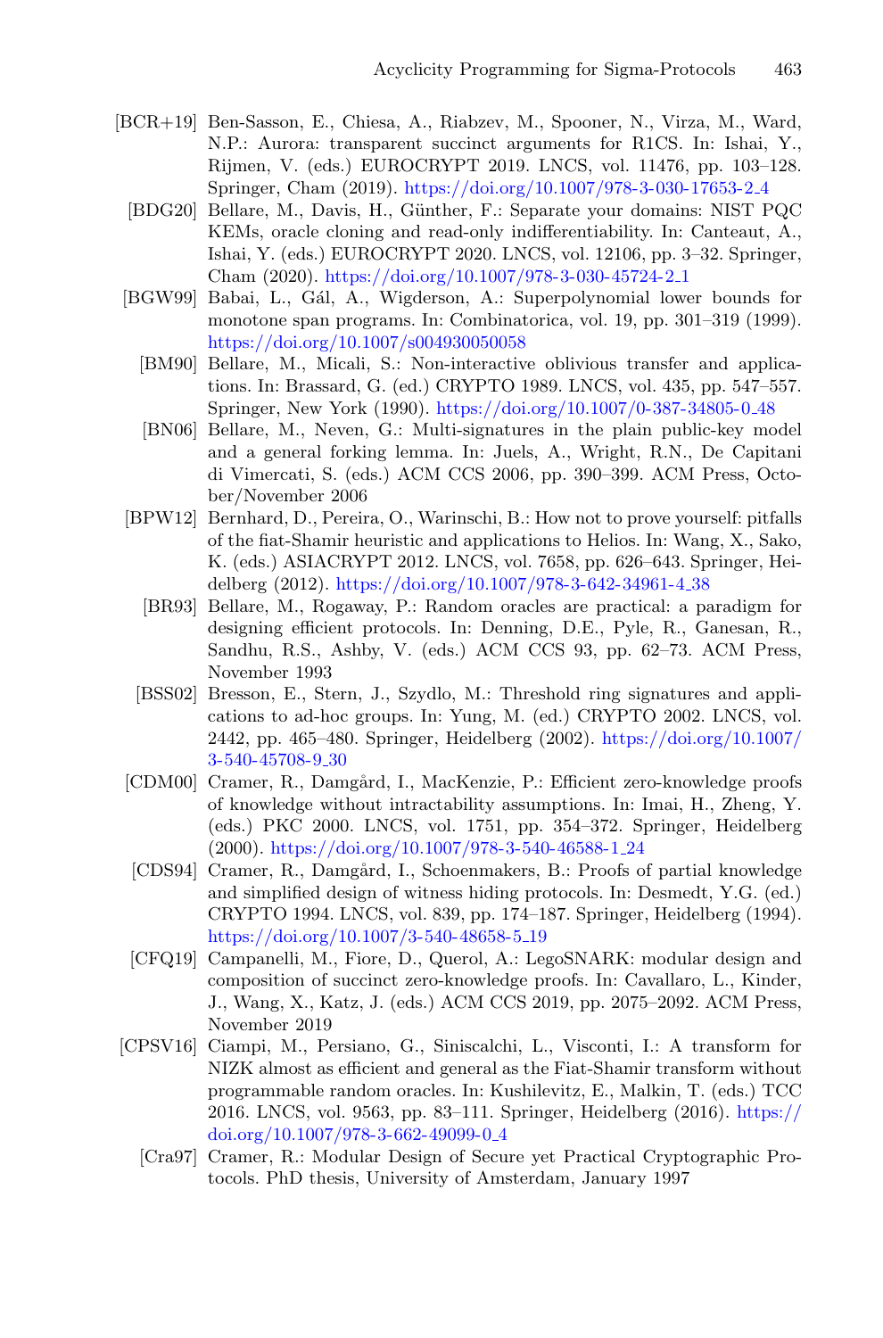[BCR+19] Ben-Sasson, E., Chiesa, A., Riabzev, M., Spooner, N., Virza, M., Ward, N.P.: Aurora: transparent succinct arguments for R1CS. In: Ishai, Y., Rijmen, V. (eds.) EUROCRYPT 2019. LNCS, vol. 11476, pp. 103–128. Springer, Cham (2019). https://doi.org/10.1007/978-3-030-17653-2_4

[BDG20] Bellare, M., Davis, H., Günther, F.: Separate your domains: NIST PQC KEMs, oracle cloning and read-only indifferentiability. In: Canteaut, A., Ishai, Y. (eds.) EUROCRYPT 2020. LNCS, vol. 12106, pp. 3–32. Springer, Cham (2020). https://doi.org/10.1007/978-3-030-45724-2_1

[BGW99] Babai, L., Gál, A., Wigderson, A.: Superpolynomial lower bounds for monotone span programs. In: Combinatorica, vol. 19, pp. 301–319 (1999). https://doi.org/10.1007/s004930050058

[BM90] Bellare, M., Micali, S.: Non-interactive oblivious transfer and applications. In: Brassard, G. (ed.) CRYPTO 1989. LNCS, vol. 435, pp. 547–557. Springer, New York (1990). https://doi.org/10.1007/0-387-34805-0_48

[BN06] Bellare, M., Neven, G.: Multi-signatures in the plain public-key model and a general forking lemma. In: Juels, A., Wright, R.N., De Capitani di Vimercati, S. (eds.) ACM CCS 2006, pp. 390–399. ACM Press, October/November 2006

[BPW12] Bernhard, D., Pereira, O., Warinschi, B.: How not to prove yourself: pitfalls of the fiat-Shamir heuristic and applications to Helios. In: Wang, X., Sako, K. (eds.) ASIACRYPT 2012. LNCS, vol. 7658, pp. 626–643. Springer, Heidelberg (2012). https://doi.org/10.1007/978-3-642-34961-4_38

[BR93] Bellare, M., Rogaway, P.: Random oracles are practical: a paradigm for designing efficient protocols. In: Denning, D.E., Pyle, R., Ganesan, R., Sandhu, R.S., Ashby, V. (eds.) ACM CCS 93, pp. 62–73. ACM Press, November 1993

[BSS02] Bresson, E., Stern, J., Szydlo, M.: Threshold ring signatures and applications to ad-hoc groups. In: Yung, M. (ed.) CRYPTO 2002. LNCS, vol. 2442, pp. 465–480. Springer, Heidelberg (2002). https://doi.org/10.1007/3-540-45708-9_30

[CDM00] Cramer, R., Damgård, I., MacKenzie, P.: Efficient zero-knowledge proofs of knowledge without intractability assumptions. In: Imai, H., Zheng, Y. (eds.) PKC 2000. LNCS, vol. 1751, pp. 354–372. Springer, Heidelberg (2000). https://doi.org/10.1007/978-3-540-46588-1_24

[CDS94] Cramer, R., Damgård, I., Schoenmakers, B.: Proofs of partial knowledge and simplified design of witness hiding protocols. In: Desmedt, Y.G. (ed.) CRYPTO 1994. LNCS, vol. 839, pp. 174–187. Springer, Heidelberg (1994). https://doi.org/10.1007/3-540-48658-5_19

[CFQ19] Campanelli, M., Fiore, D., Querol, A.: LegoSNARK: modular design and composition of succinct zero-knowledge proofs. In: Cavallaro, L., Kinder, J., Wang, X., Katz, J. (eds.) ACM CCS 2019, pp. 2075–2092. ACM Press, November 2019

[CPSV16] Ciampi, M., Persiano, G., Siniscalchi, L., Visconti, I.: A transform for NIZK almost as efficient and general as the Fiat-Shamir transform without programmable random oracles. In: Kushilevitz, E., Malkin, T. (eds.) TCC 2016. LNCS, vol. 9563, pp. 83–111. Springer, Heidelberg (2016). https://doi.org/10.1007/978-3-662-49099-0_4

[Cra97] Cramer, R.: Modular Design of Secure yet Practical Cryptographic Protocols. PhD thesis, University of Amsterdam, January 1997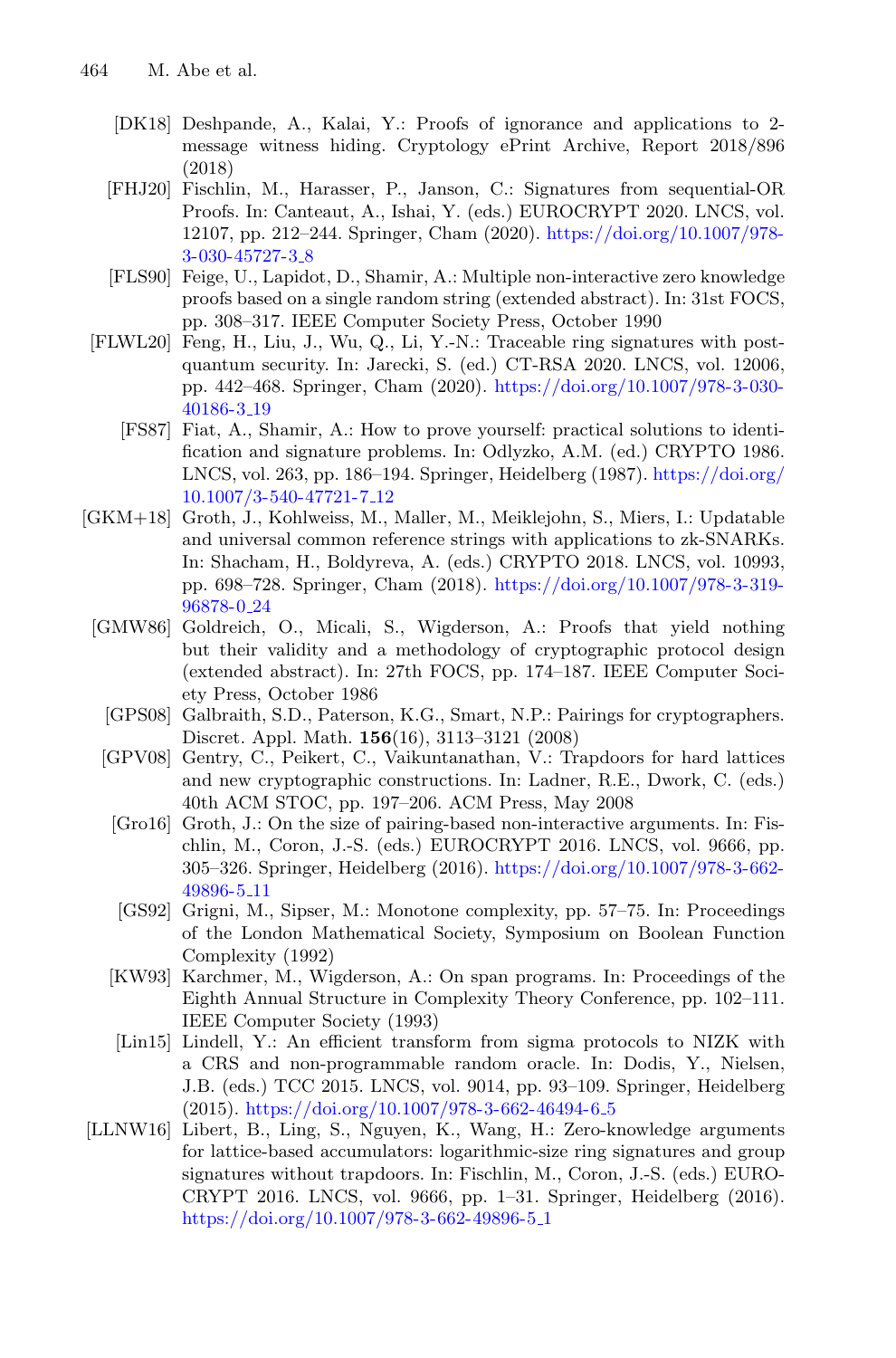[DK18] Deshpande, A., Kalai, Y.: Proofs of ignorance and applications to 2-message witness hiding. Cryptology ePrint Archive, Report 2018/896 (2018)

[FHJ20] Fischlin, M., Harasser, P., Janson, C.: Signatures from sequential-OR Proofs. In: Canteaut, A., Ishai, Y. (eds.) EUROCRYPT 2020. LNCS, vol. 12107, pp. 212–244. Springer, Cham (2020). https://doi.org/10.1007/978-3-030-45727-3_8

[FLS90] Feige, U., Lapidot, D., Shamir, A.: Multiple non-interactive zero knowledge proofs based on a single random string (extended abstract). In: 31st FOCS, pp. 308–317. IEEE Computer Society Press, October 1990

[FLWL20] Feng, H., Liu, J., Wu, Q., Li, Y.-N.: Traceable ring signatures with post-quantum security. In: Jarecki, S. (ed.) CT-RSA 2020. LNCS, vol. 12006, pp. 442–468. Springer, Cham (2020). https://doi.org/10.1007/978-3-030-40186-3_19

[FS87] Fiat, A., Shamir, A.: How to prove yourself: practical solutions to identification and signature problems. In: Odlyzko, A.M. (ed.) CRYPTO 1986. LNCS, vol. 263, pp. 186–194. Springer, Heidelberg (1987). https://doi.org/10.1007/3-540-47721-7_12

[GKM+18] Groth, J., Kohlweiss, M., Maller, M., Meiklejohn, S., Miers, I.: Updatable and universal common reference strings with applications to zk-SNARKs. In: Shacham, H., Boldyreva, A. (eds.) CRYPTO 2018. LNCS, vol. 10993, pp. 698–728. Springer, Cham (2018). https://doi.org/10.1007/978-3-319-96878-0_24

[GMW86] Goldreich, O., Micali, S., Wigderson, A.: Proofs that yield nothing but their validity and a methodology of cryptographic protocol design (extended abstract). In: 27th FOCS, pp. 174–187. IEEE Computer Society Press, October 1986

[GPS08] Galbraith, S.D., Paterson, K.G., Smart, N.P.: Pairings for cryptographers. Discret. Appl. Math. **156**(16), 3113–3121 (2008)

[GPV08] Gentry, C., Peikert, C., Vaikuntanathan, V.: Trapdoors for hard lattices and new cryptographic constructions. In: Ladner, R.E., Dwork, C. (eds.) 40th ACM STOC, pp. 197–206. ACM Press, May 2008

[Gro16] Groth, J.: On the size of pairing-based non-interactive arguments. In: Fischlin, M., Coron, J.-S. (eds.) EUROCRYPT 2016. LNCS, vol. 9666, pp. 305–326. Springer, Heidelberg (2016). https://doi.org/10.1007/978-3-662-49896-5_11

[GS92] Grigni, M., Sipser, M.: Monotone complexity, pp. 57–75. In: Proceedings of the London Mathematical Society, Symposium on Boolean Function Complexity (1992)

[KW93] Karchmer, M., Wigderson, A.: On span programs. In: Proceedings of the Eighth Annual Structure in Complexity Theory Conference, pp. 102–111. IEEE Computer Society (1993)

[Lin15] Lindell, Y.: An efficient transform from sigma protocols to NIZK with a CRS and non-programmable random oracle. In: Dodis, Y., Nielsen, J.B. (eds.) TCC 2015. LNCS, vol. 9014, pp. 93–109. Springer, Heidelberg (2015). https://doi.org/10.1007/978-3-662-46494-6_5

[LLNW16] Libert, B., Ling, S., Nguyen, K., Wang, H.: Zero-knowledge arguments for lattice-based accumulators: logarithmic-size ring signatures and group signatures without trapdoors. In: Fischlin, M., Coron, J.-S. (eds.) EUROCRYPT 2016. LNCS, vol. 9666, pp. 1–31. Springer, Heidelberg (2016). https://doi.org/10.1007/978-3-662-49896-5_1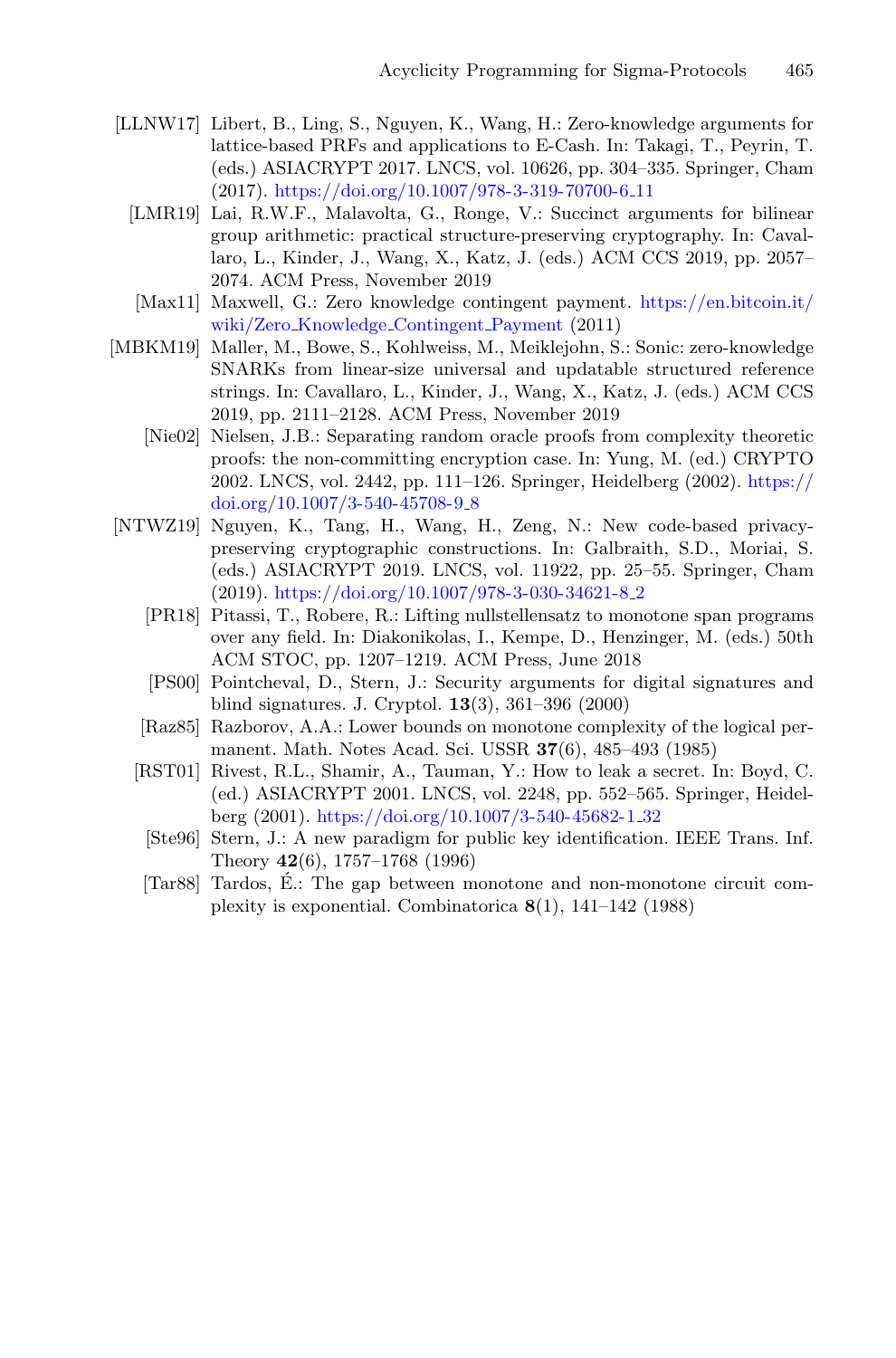[LLNW17] Libert, B., Ling, S., Nguyen, K., Wang, H.: Zero-knowledge arguments for lattice-based PRFs and applications to E-Cash. In: Takagi, T., Peyrin, T. (eds.) ASIACRYPT 2017. LNCS, vol. 10626, pp. 304–335. Springer, Cham (2017). https://doi.org/10.1007/978-3-319-70700-6_11

[LMR19] Lai, R.W.F., Malavolta, G., Ronge, V.: Succinct arguments for bilinear group arithmetic: practical structure-preserving cryptography. In: Cavallaro, L., Kinder, J., Wang, X., Katz, J. (eds.) ACM CCS 2019, pp. 2057–2074. ACM Press, November 2019

[Max11] Maxwell, G.: Zero knowledge contingent payment. https://en.bitcoin.it/wiki/Zero_Knowledge_Contingent_Payment (2011)

[MBKM19] Maller, M., Bowe, S., Kohlweiss, M., Meiklejohn, S.: Sonic: zero-knowledge SNARKs from linear-size universal and updatable structured reference strings. In: Cavallaro, L., Kinder, J., Wang, X., Katz, J. (eds.) ACM CCS 2019, pp. 2111–2128. ACM Press, November 2019

[Nie02] Nielsen, J.B.: Separating random oracle proofs from complexity theoretic proofs: the non-committing encryption case. In: Yung, M. (ed.) CRYPTO 2002. LNCS, vol. 2442, pp. 111–126. Springer, Heidelberg (2002). https://doi.org/10.1007/3-540-45708-9_8

[NTWZ19] Nguyen, K., Tang, H., Wang, H., Zeng, N.: New code-based privacy-preserving cryptographic constructions. In: Galbraith, S.D., Moriai, S. (eds.) ASIACRYPT 2019. LNCS, vol. 11922, pp. 25–55. Springer, Cham (2019). https://doi.org/10.1007/978-3-030-34621-8_2

[PR18] Pitassi, T., Robere, R.: Lifting nullstellensatz to monotone span programs over any field. In: Diakonikolas, I., Kempe, D., Henzinger, M. (eds.) 50th ACM STOC, pp. 1207–1219. ACM Press, June 2018

[PS00] Pointcheval, D., Stern, J.: Security arguments for digital signatures and blind signatures. J. Cryptol. **13**(3), 361–396 (2000)

[Raz85] Razborov, A.A.: Lower bounds on monotone complexity of the logical permanent. Math. Notes Acad. Sci. USSR **37**(6), 485–493 (1985)

[RST01] Rivest, R.L., Shamir, A., Tauman, Y.: How to leak a secret. In: Boyd, C. (ed.) ASIACRYPT 2001. LNCS, vol. 2248, pp. 552–565. Springer, Heidelberg (2001). https://doi.org/10.1007/3-540-45682-1_32

[Ste96] Stern, J.: A new paradigm for public key identification. IEEE Trans. Inf. Theory **42**(6), 1757–1768 (1996)

[Tar88] Tardos, É.: The gap between monotone and non-monotone circuit complexity is exponential. Combinatorica **8**(1), 141–142 (1988)